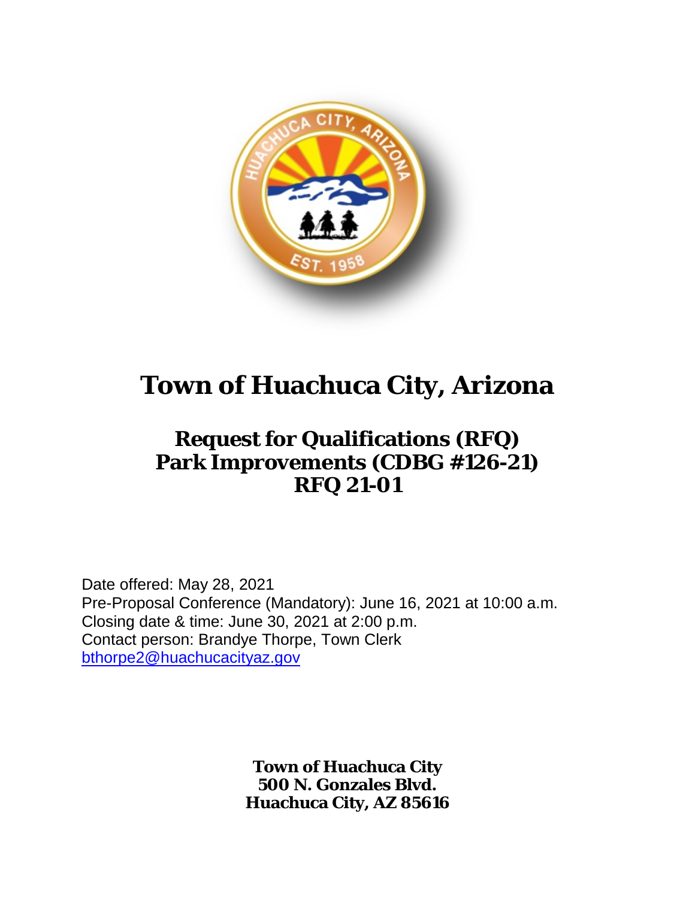# Town of Huachuca City, Arizona

## Request for Qualifications (RFQ)
## Park Improvements (CDBG #126-21)
## RFQ 21-01

Date offered: May 28, 2021
Pre-Proposal Conference (Mandatory): June 16, 2021 at 10:00 a.m.
Closing date & time: June 30, 2021 at 2:00 p.m.
Contact person: Brandye Thorpe, Town Clerk
bthorpe2@huachucacityaz.gov

**Town of Huachuca City**
**500 N. Gonzales Blvd.**
**Huachuca City, AZ 85616**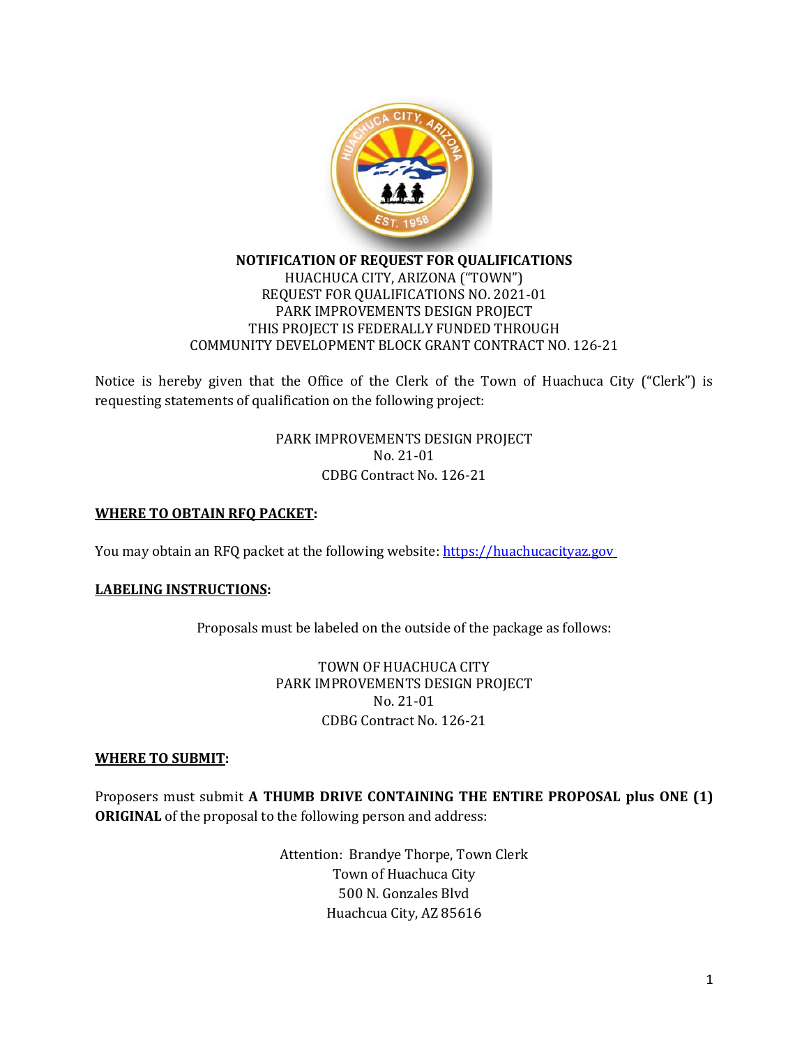**NOTIFICATION OF REQUEST FOR QUALIFICATIONS**

HUACHUCA CITY, ARIZONA ("TOWN")

REQUEST FOR QUALIFICATIONS NO. 2021-01

PARK IMPROVEMENTS DESIGN PROJECT

THIS PROJECT IS FEDERALLY FUNDED THROUGH

COMMUNITY DEVELOPMENT BLOCK GRANT CONTRACT NO. 126-21

Notice is hereby given that the Office of the Clerk of the Town of Huachuca City ("Clerk") is requesting statements of qualification on the following project:

PARK IMPROVEMENTS DESIGN PROJECT
No. 21-01
CDBG Contract No. 126-21

**WHERE TO OBTAIN RFQ PACKET:**

You may obtain an RFQ packet at the following website: https://huachucacityaz.gov

**LABELING INSTRUCTIONS:**

Proposals must be labeled on the outside of the package as follows:

TOWN OF HUACHUCA CITY
PARK IMPROVEMENTS DESIGN PROJECT
No. 21-01
CDBG Contract No. 126-21

**WHERE TO SUBMIT:**

Proposers must submit **A THUMB DRIVE CONTAINING THE ENTIRE PROPOSAL plus ONE (1) ORIGINAL** of the proposal to the following person and address:

Attention: Brandye Thorpe, Town Clerk
Town of Huachuca City
500 N. Gonzales Blvd
Huachcua City, AZ 85616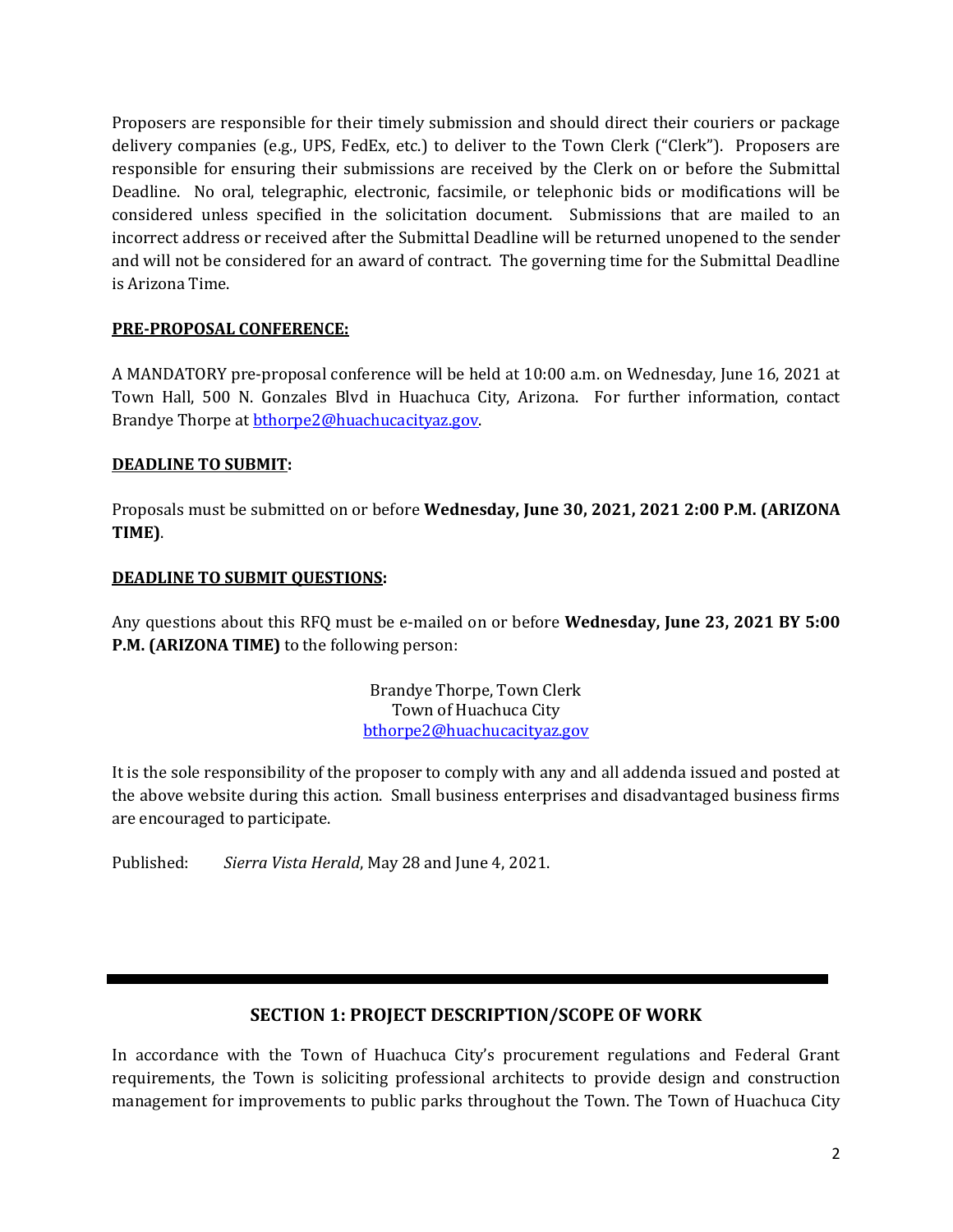Proposers are responsible for their timely submission and should direct their couriers or package delivery companies (e.g., UPS, FedEx, etc.) to deliver to the Town Clerk ("Clerk"). Proposers are responsible for ensuring their submissions are received by the Clerk on or before the Submittal Deadline. No oral, telegraphic, electronic, facsimile, or telephonic bids or modifications will be considered unless specified in the solicitation document. Submissions that are mailed to an incorrect address or received after the Submittal Deadline will be returned unopened to the sender and will not be considered for an award of contract. The governing time for the Submittal Deadline is Arizona Time.

**PRE-PROPOSAL CONFERENCE:**

A MANDATORY pre-proposal conference will be held at 10:00 a.m. on Wednesday, June 16, 2021 at Town Hall, 500 N. Gonzales Blvd in Huachuca City, Arizona. For further information, contact Brandye Thorpe at [bthorpe2@huachucacityaz.gov](mailto:bthorpe2@huachucacityaz.gov).

**DEADLINE TO SUBMIT:**

Proposals must be submitted on or before **Wednesday, June 30, 2021, 2021 2:00 P.M. (ARIZONA TIME)**.

**DEADLINE TO SUBMIT QUESTIONS:**

Any questions about this RFQ must be e-mailed on or before **Wednesday, June 23, 2021 BY 5:00 P.M. (ARIZONA TIME)** to the following person:

Brandye Thorpe, Town Clerk
Town of Huachuca City
[bthorpe2@huachucacityaz.gov](mailto:bthorpe2@huachucacityaz.gov)

It is the sole responsibility of the proposer to comply with any and all addenda issued and posted at the above website during this action. Small business enterprises and disadvantaged business firms are encouraged to participate.

Published: *Sierra Vista Herald*, May 28 and June 4, 2021.

---

## SECTION 1: PROJECT DESCRIPTION/SCOPE OF WORK

In accordance with the Town of Huachuca City's procurement regulations and Federal Grant requirements, the Town is soliciting professional architects to provide design and construction management for improvements to public parks throughout the Town. The Town of Huachuca City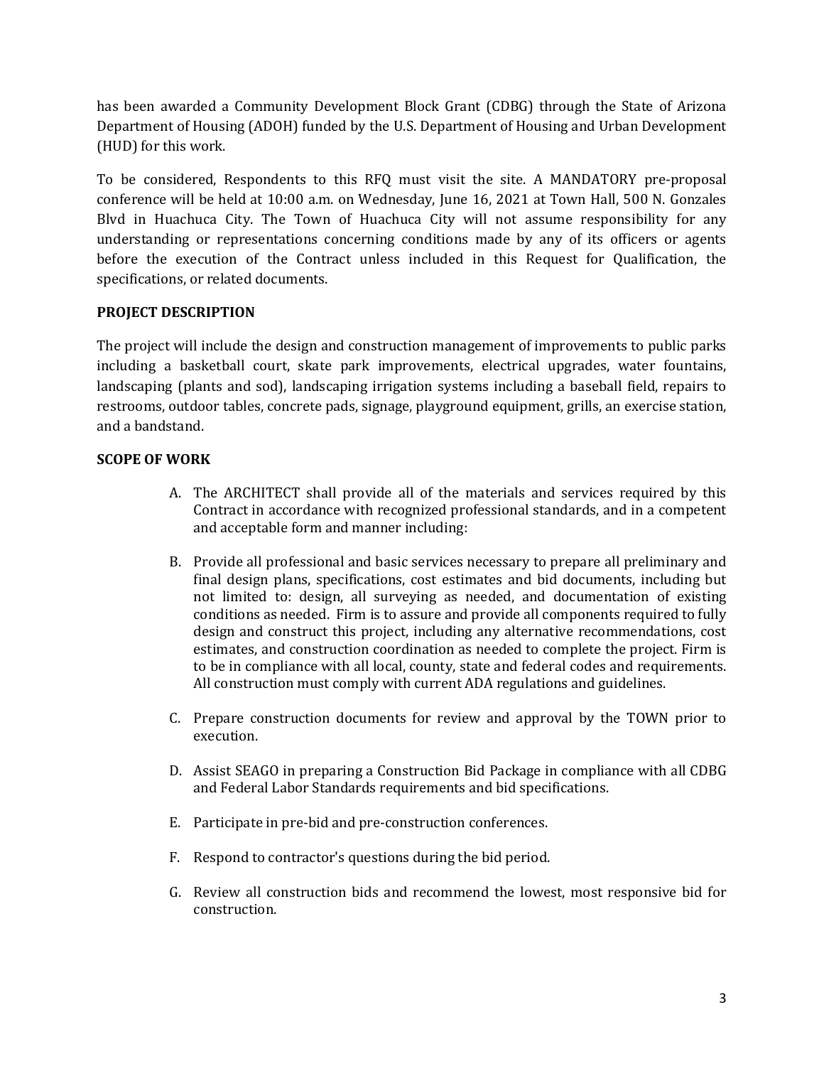has been awarded a Community Development Block Grant (CDBG) through the State of Arizona Department of Housing (ADOH) funded by the U.S. Department of Housing and Urban Development (HUD) for this work.

To be considered, Respondents to this RFQ must visit the site. A MANDATORY pre-proposal conference will be held at 10:00 a.m. on Wednesday, June 16, 2021 at Town Hall, 500 N. Gonzales Blvd in Huachuca City. The Town of Huachuca City will not assume responsibility for any understanding or representations concerning conditions made by any of its officers or agents before the execution of the Contract unless included in this Request for Qualification, the specifications, or related documents.

**PROJECT DESCRIPTION**

The project will include the design and construction management of improvements to public parks including a basketball court, skate park improvements, electrical upgrades, water fountains, landscaping (plants and sod), landscaping irrigation systems including a baseball field, repairs to restrooms, outdoor tables, concrete pads, signage, playground equipment, grills, an exercise station, and a bandstand.

**SCOPE OF WORK**

A. The ARCHITECT shall provide all of the materials and services required by this Contract in accordance with recognized professional standards, and in a competent and acceptable form and manner including:

B. Provide all professional and basic services necessary to prepare all preliminary and final design plans, specifications, cost estimates and bid documents, including but not limited to: design, all surveying as needed, and documentation of existing conditions as needed. Firm is to assure and provide all components required to fully design and construct this project, including any alternative recommendations, cost estimates, and construction coordination as needed to complete the project. Firm is to be in compliance with all local, county, state and federal codes and requirements. All construction must comply with current ADA regulations and guidelines.

C. Prepare construction documents for review and approval by the TOWN prior to execution.

D. Assist SEAGO in preparing a Construction Bid Package in compliance with all CDBG and Federal Labor Standards requirements and bid specifications.

E. Participate in pre-bid and pre-construction conferences.

F. Respond to contractor's questions during the bid period.

G. Review all construction bids and recommend the lowest, most responsive bid for construction.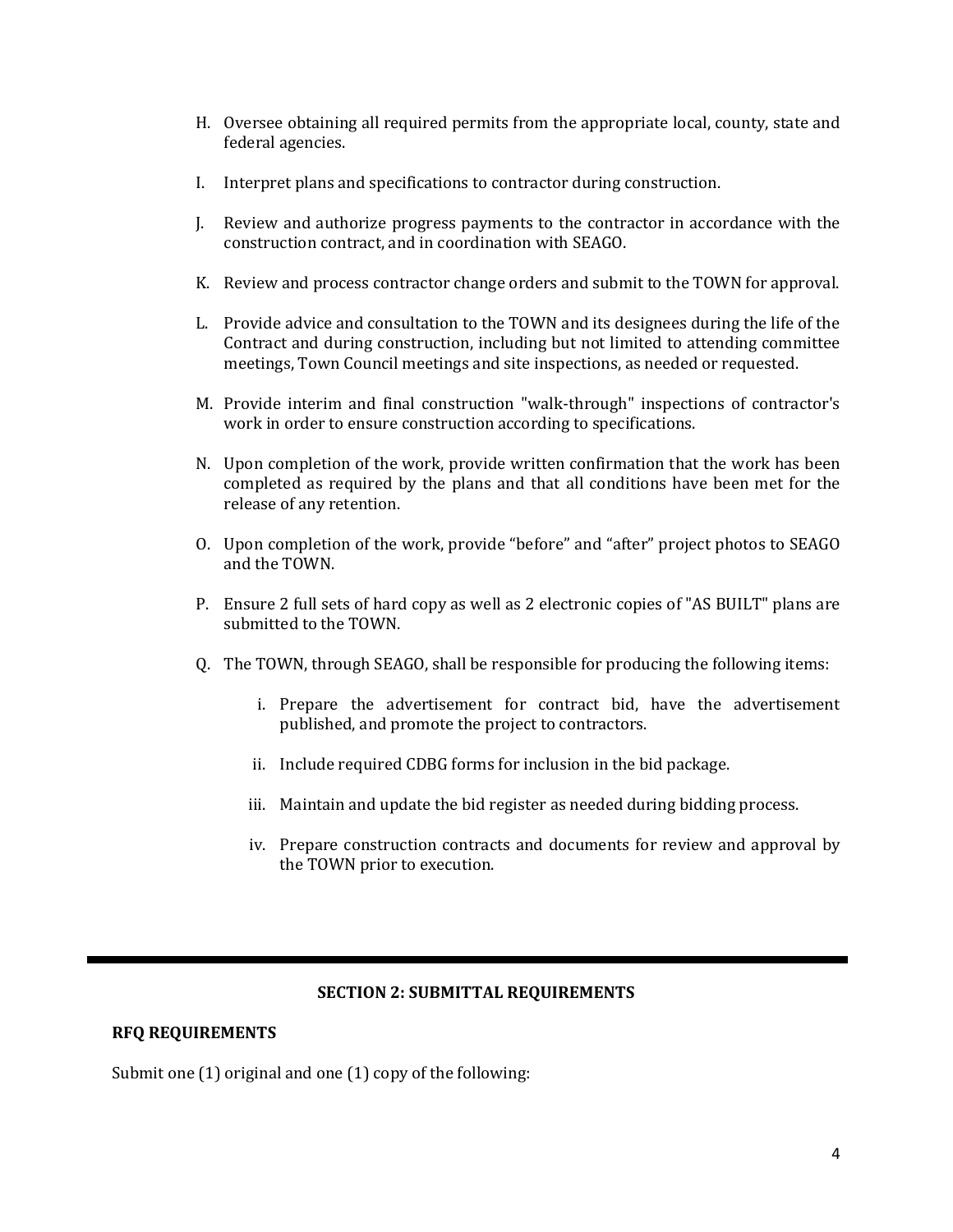H. Oversee obtaining all required permits from the appropriate local, county, state and federal agencies.

I. Interpret plans and specifications to contractor during construction.

J. Review and authorize progress payments to the contractor in accordance with the construction contract, and in coordination with SEAGO.

K. Review and process contractor change orders and submit to the TOWN for approval.

L. Provide advice and consultation to the TOWN and its designees during the life of the Contract and during construction, including but not limited to attending committee meetings, Town Council meetings and site inspections, as needed or requested.

M. Provide interim and final construction "walk-through" inspections of contractor's work in order to ensure construction according to specifications.

N. Upon completion of the work, provide written confirmation that the work has been completed as required by the plans and that all conditions have been met for the release of any retention.

O. Upon completion of the work, provide "before" and "after" project photos to SEAGO and the TOWN.

P. Ensure 2 full sets of hard copy as well as 2 electronic copies of "AS BUILT" plans are submitted to the TOWN.

Q. The TOWN, through SEAGO, shall be responsible for producing the following items:

   i. Prepare the advertisement for contract bid, have the advertisement published, and promote the project to contractors.

   ii. Include required CDBG forms for inclusion in the bid package.

   iii. Maintain and update the bid register as needed during bidding process.

   iv. Prepare construction contracts and documents for review and approval by the TOWN prior to execution.

---

## SECTION 2: SUBMITTAL REQUIREMENTS

### RFQ REQUIREMENTS

Submit one (1) original and one (1) copy of the following: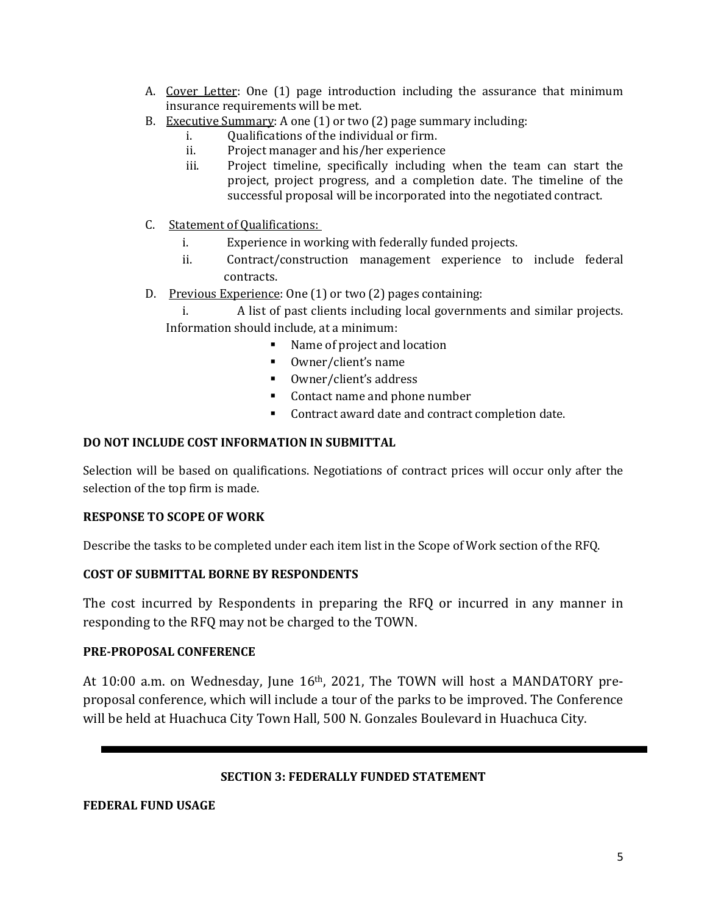A. Cover Letter: One (1) page introduction including the assurance that minimum insurance requirements will be met.

B. Executive Summary: A one (1) or two (2) page summary including:
   i. Qualifications of the individual or firm.
   ii. Project manager and his/her experience
   iii. Project timeline, specifically including when the team can start the project, project progress, and a completion date. The timeline of the successful proposal will be incorporated into the negotiated contract.

C. Statement of Qualifications:
   i. Experience in working with federally funded projects.
   ii. Contract/construction management experience to include federal contracts.

D. Previous Experience: One (1) or two (2) pages containing:
   i. A list of past clients including local governments and similar projects. Information should include, at a minimum:
      - Name of project and location
      - Owner/client's name
      - Owner/client's address
      - Contact name and phone number
      - Contract award date and contract completion date.

**DO NOT INCLUDE COST INFORMATION IN SUBMITTAL**

Selection will be based on qualifications. Negotiations of contract prices will occur only after the selection of the top firm is made.

**RESPONSE TO SCOPE OF WORK**

Describe the tasks to be completed under each item list in the Scope of Work section of the RFQ.

**COST OF SUBMITTAL BORNE BY RESPONDENTS**

The cost incurred by Respondents in preparing the RFQ or incurred in any manner in responding to the RFQ may not be charged to the TOWN.

**PRE-PROPOSAL CONFERENCE**

At 10:00 a.m. on Wednesday, June 16th, 2021, The TOWN will host a MANDATORY pre-proposal conference, which will include a tour of the parks to be improved. The Conference will be held at Huachuca City Town Hall, 500 N. Gonzales Boulevard in Huachuca City.

---

## SECTION 3: FEDERALLY FUNDED STATEMENT

**FEDERAL FUND USAGE**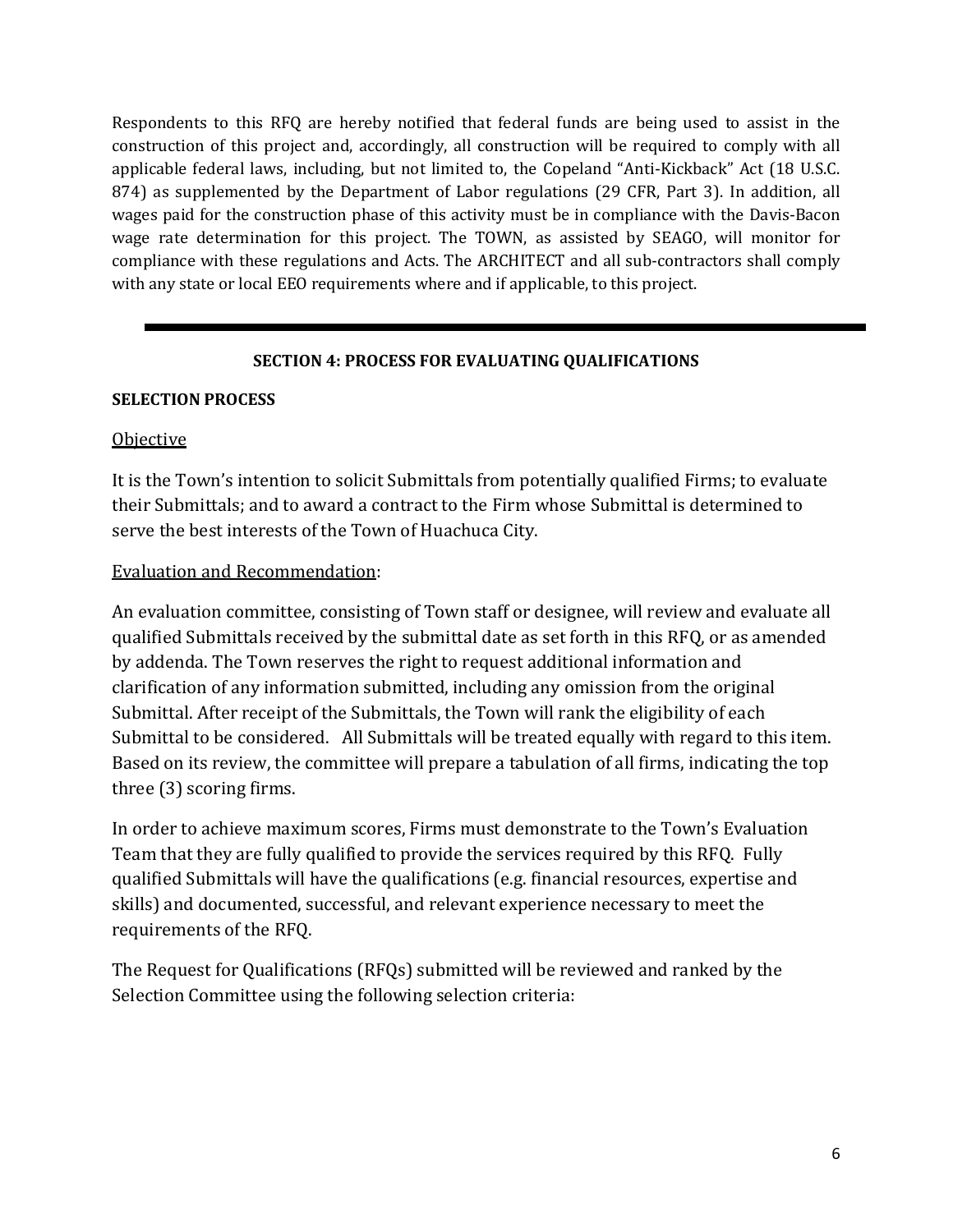Respondents to this RFQ are hereby notified that federal funds are being used to assist in the construction of this project and, accordingly, all construction will be required to comply with all applicable federal laws, including, but not limited to, the Copeland "Anti-Kickback" Act (18 U.S.C. 874) as supplemented by the Department of Labor regulations (29 CFR, Part 3). In addition, all wages paid for the construction phase of this activity must be in compliance with the Davis-Bacon wage rate determination for this project. The TOWN, as assisted by SEAGO, will monitor for compliance with these regulations and Acts. The ARCHITECT and all sub-contractors shall comply with any state or local EEO requirements where and if applicable, to this project.

---

## SECTION 4: PROCESS FOR EVALUATING QUALIFICATIONS

**SELECTION PROCESS**

Objective

It is the Town's intention to solicit Submittals from potentially qualified Firms; to evaluate their Submittals; and to award a contract to the Firm whose Submittal is determined to serve the best interests of the Town of Huachuca City.

Evaluation and Recommendation:

An evaluation committee, consisting of Town staff or designee, will review and evaluate all qualified Submittals received by the submittal date as set forth in this RFQ, or as amended by addenda. The Town reserves the right to request additional information and clarification of any information submitted, including any omission from the original Submittal. After receipt of the Submittals, the Town will rank the eligibility of each Submittal to be considered. All Submittals will be treated equally with regard to this item. Based on its review, the committee will prepare a tabulation of all firms, indicating the top three (3) scoring firms.

In order to achieve maximum scores, Firms must demonstrate to the Town's Evaluation Team that they are fully qualified to provide the services required by this RFQ. Fully qualified Submittals will have the qualifications (e.g. financial resources, expertise and skills) and documented, successful, and relevant experience necessary to meet the requirements of the RFQ.

The Request for Qualifications (RFQs) submitted will be reviewed and ranked by the Selection Committee using the following selection criteria: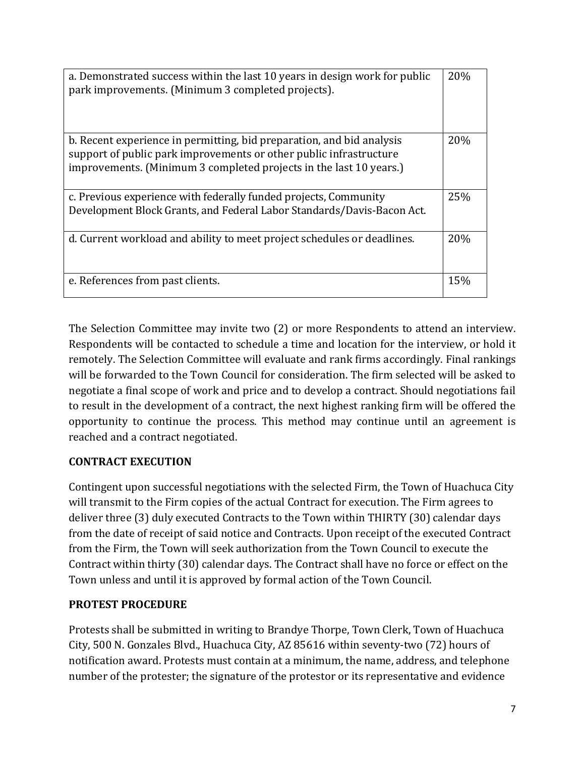| | |
|---|---|
| a. Demonstrated success within the last 10 years in design work for public park improvements. (Minimum 3 completed projects). | 20% |
| b. Recent experience in permitting, bid preparation, and bid analysis support of public park improvements or other public infrastructure improvements. (Minimum 3 completed projects in the last 10 years.) | 20% |
| c. Previous experience with federally funded projects, Community Development Block Grants, and Federal Labor Standards/Davis-Bacon Act. | 25% |
| d. Current workload and ability to meet project schedules or deadlines. | 20% |
| e. References from past clients. | 15% |

The Selection Committee may invite two (2) or more Respondents to attend an interview. Respondents will be contacted to schedule a time and location for the interview, or hold it remotely. The Selection Committee will evaluate and rank firms accordingly. Final rankings will be forwarded to the Town Council for consideration. The firm selected will be asked to negotiate a final scope of work and price and to develop a contract. Should negotiations fail to result in the development of a contract, the next highest ranking firm will be offered the opportunity to continue the process. This method may continue until an agreement is reached and a contract negotiated.

**CONTRACT EXECUTION**

Contingent upon successful negotiations with the selected Firm, the Town of Huachuca City will transmit to the Firm copies of the actual Contract for execution. The Firm agrees to deliver three (3) duly executed Contracts to the Town within THIRTY (30) calendar days from the date of receipt of said notice and Contracts. Upon receipt of the executed Contract from the Firm, the Town will seek authorization from the Town Council to execute the Contract within thirty (30) calendar days. The Contract shall have no force or effect on the Town unless and until it is approved by formal action of the Town Council.

**PROTEST PROCEDURE**

Protests shall be submitted in writing to Brandye Thorpe, Town Clerk, Town of Huachuca City, 500 N. Gonzales Blvd., Huachuca City, AZ 85616 within seventy-two (72) hours of notification award. Protests must contain at a minimum, the name, address, and telephone number of the protester; the signature of the protestor or its representative and evidence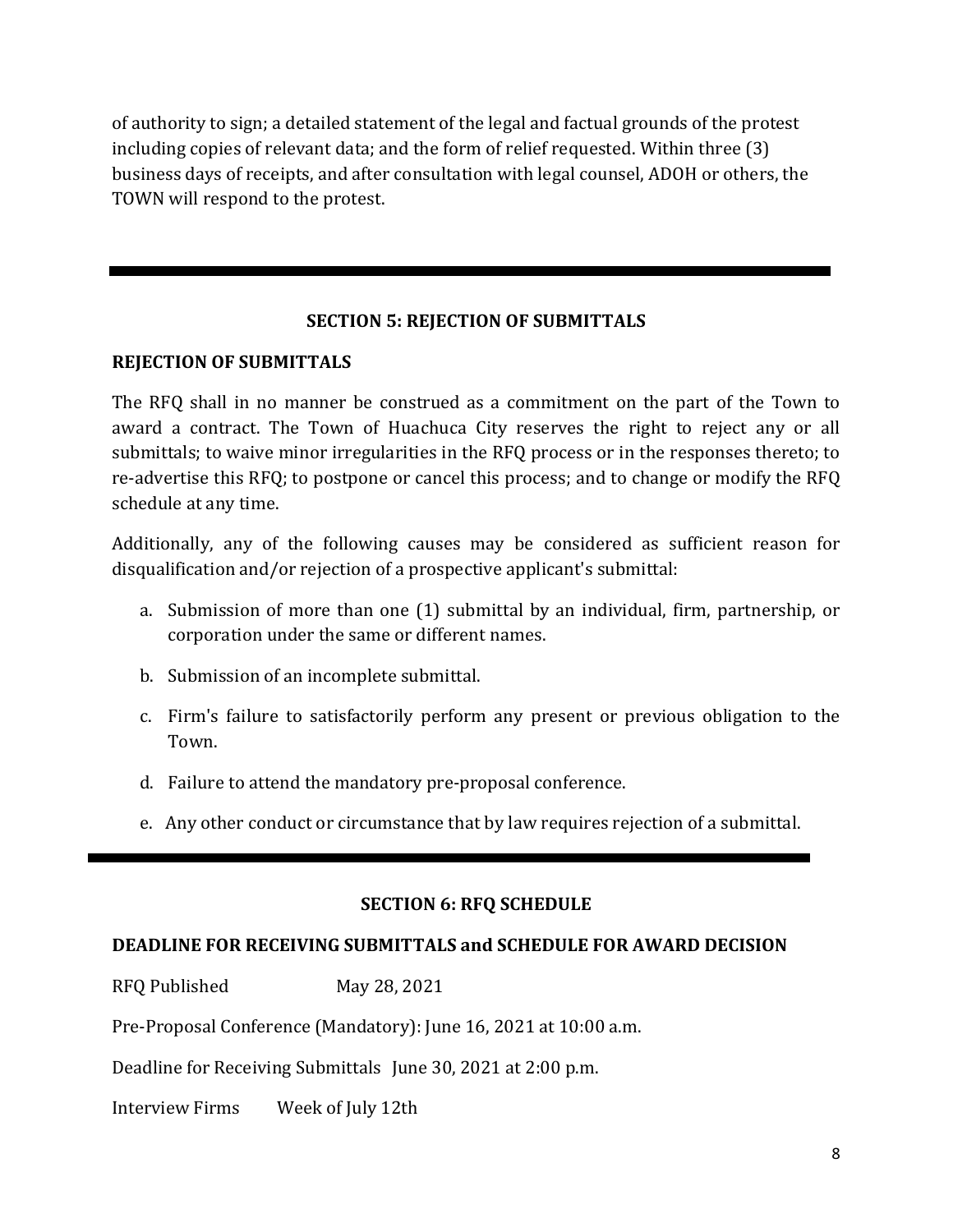of authority to sign; a detailed statement of the legal and factual grounds of the protest including copies of relevant data; and the form of relief requested. Within three (3) business days of receipts, and after consultation with legal counsel, ADOH or others, the TOWN will respond to the protest.

---

## SECTION 5: REJECTION OF SUBMITTALS

### REJECTION OF SUBMITTALS

The RFQ shall in no manner be construed as a commitment on the part of the Town to award a contract. The Town of Huachuca City reserves the right to reject any or all submittals; to waive minor irregularities in the RFQ process or in the responses thereto; to re-advertise this RFQ; to postpone or cancel this process; and to change or modify the RFQ schedule at any time.

Additionally, any of the following causes may be considered as sufficient reason for disqualification and/or rejection of a prospective applicant's submittal:

a. Submission of more than one (1) submittal by an individual, firm, partnership, or corporation under the same or different names.

b. Submission of an incomplete submittal.

c. Firm's failure to satisfactorily perform any present or previous obligation to the Town.

d. Failure to attend the mandatory pre-proposal conference.

e. Any other conduct or circumstance that by law requires rejection of a submittal.

---

## SECTION 6: RFQ SCHEDULE

### DEADLINE FOR RECEIVING SUBMITTALS and SCHEDULE FOR AWARD DECISION

RFQ Published May 28, 2021

Pre-Proposal Conference (Mandatory): June 16, 2021 at 10:00 a.m.

Deadline for Receiving Submittals June 30, 2021 at 2:00 p.m.

Interview Firms Week of July 12th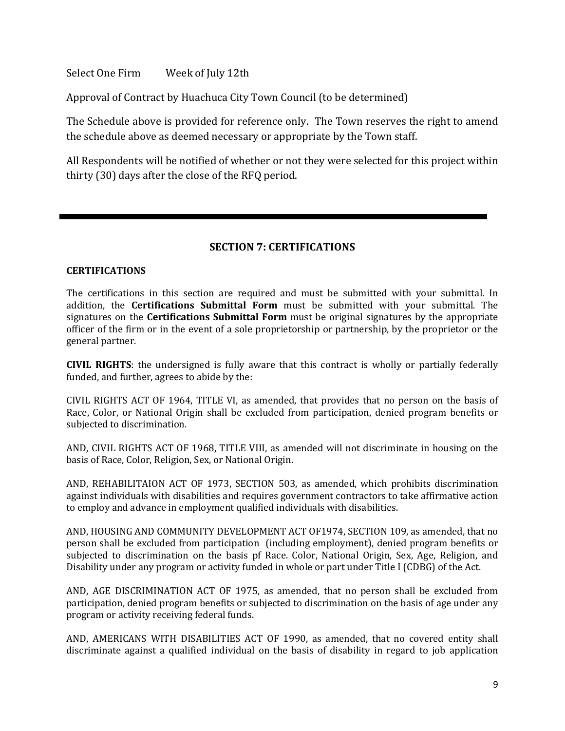Select One Firm Week of July 12th

Approval of Contract by Huachuca City Town Council (to be determined)

The Schedule above is provided for reference only. The Town reserves the right to amend the schedule above as deemed necessary or appropriate by the Town staff.

All Respondents will be notified of whether or not they were selected for this project within thirty (30) days after the close of the RFQ period.

---

## SECTION 7: CERTIFICATIONS

**CERTIFICATIONS**

The certifications in this section are required and must be submitted with your submittal. In addition, the **Certifications Submittal Form** must be submitted with your submittal. The signatures on the **Certifications Submittal Form** must be original signatures by the appropriate officer of the firm or in the event of a sole proprietorship or partnership, by the proprietor or the general partner.

**CIVIL RIGHTS**: the undersigned is fully aware that this contract is wholly or partially federally funded, and further, agrees to abide by the:

CIVIL RIGHTS ACT OF 1964, TITLE VI, as amended, that provides that no person on the basis of Race, Color, or National Origin shall be excluded from participation, denied program benefits or subjected to discrimination.

AND, CIVIL RIGHTS ACT OF 1968, TITLE VIII, as amended will not discriminate in housing on the basis of Race, Color, Religion, Sex, or National Origin.

AND, REHABILITAION ACT OF 1973, SECTION 503, as amended, which prohibits discrimination against individuals with disabilities and requires government contractors to take affirmative action to employ and advance in employment qualified individuals with disabilities.

AND, HOUSING AND COMMUNITY DEVELOPMENT ACT OF1974, SECTION 109, as amended, that no person shall be excluded from participation (including employment), denied program benefits or subjected to discrimination on the basis pf Race. Color, National Origin, Sex, Age, Religion, and Disability under any program or activity funded in whole or part under Title I (CDBG) of the Act.

AND, AGE DISCRIMINATION ACT OF 1975, as amended, that no person shall be excluded from participation, denied program benefits or subjected to discrimination on the basis of age under any program or activity receiving federal funds.

AND, AMERICANS WITH DISABILITIES ACT OF 1990, as amended, that no covered entity shall discriminate against a qualified individual on the basis of disability in regard to job application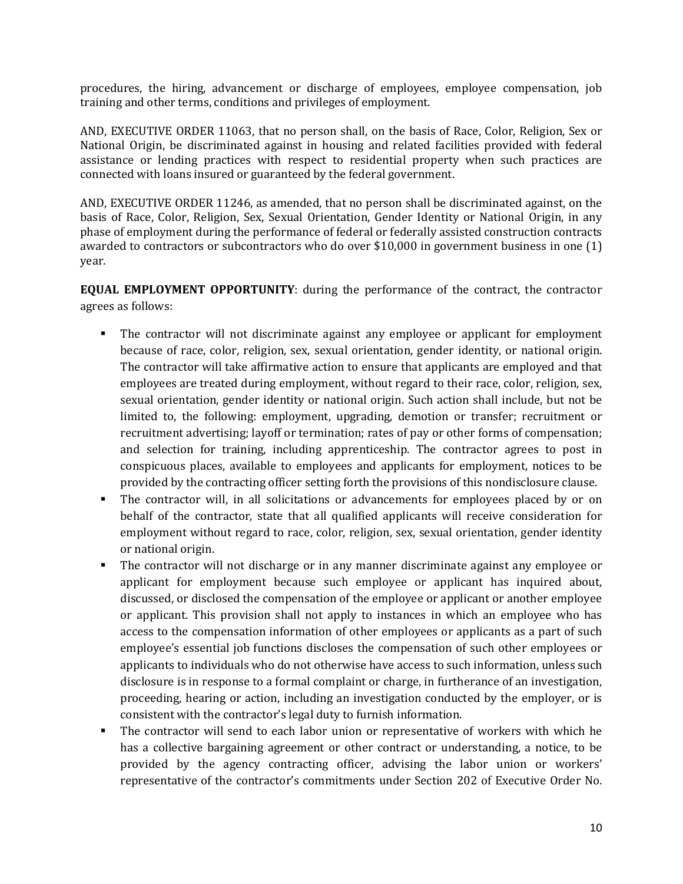procedures, the hiring, advancement or discharge of employees, employee compensation, job training and other terms, conditions and privileges of employment.

AND, EXECUTIVE ORDER 11063, that no person shall, on the basis of Race, Color, Religion, Sex or National Origin, be discriminated against in housing and related facilities provided with federal assistance or lending practices with respect to residential property when such practices are connected with loans insured or guaranteed by the federal government.

AND, EXECUTIVE ORDER 11246, as amended, that no person shall be discriminated against, on the basis of Race, Color, Religion, Sex, Sexual Orientation, Gender Identity or National Origin, in any phase of employment during the performance of federal or federally assisted construction contracts awarded to contractors or subcontractors who do over $10,000 in government business in one (1) year.

**EQUAL EMPLOYMENT OPPORTUNITY**: during the performance of the contract, the contractor agrees as follows:

- The contractor will not discriminate against any employee or applicant for employment because of race, color, religion, sex, sexual orientation, gender identity, or national origin. The contractor will take affirmative action to ensure that applicants are employed and that employees are treated during employment, without regard to their race, color, religion, sex, sexual orientation, gender identity or national origin. Such action shall include, but not be limited to, the following: employment, upgrading, demotion or transfer; recruitment or recruitment advertising; layoff or termination; rates of pay or other forms of compensation; and selection for training, including apprenticeship. The contractor agrees to post in conspicuous places, available to employees and applicants for employment, notices to be provided by the contracting officer setting forth the provisions of this nondisclosure clause.
- The contractor will, in all solicitations or advancements for employees placed by or on behalf of the contractor, state that all qualified applicants will receive consideration for employment without regard to race, color, religion, sex, sexual orientation, gender identity or national origin.
- The contractor will not discharge or in any manner discriminate against any employee or applicant for employment because such employee or applicant has inquired about, discussed, or disclosed the compensation of the employee or applicant or another employee or applicant. This provision shall not apply to instances in which an employee who has access to the compensation information of other employees or applicants as a part of such employee's essential job functions discloses the compensation of such other employees or applicants to individuals who do not otherwise have access to such information, unless such disclosure is in response to a formal complaint or charge, in furtherance of an investigation, proceeding, hearing or action, including an investigation conducted by the employer, or is consistent with the contractor's legal duty to furnish information.
- The contractor will send to each labor union or representative of workers with which he has a collective bargaining agreement or other contract or understanding, a notice, to be provided by the agency contracting officer, advising the labor union or workers' representative of the contractor's commitments under Section 202 of Executive Order No.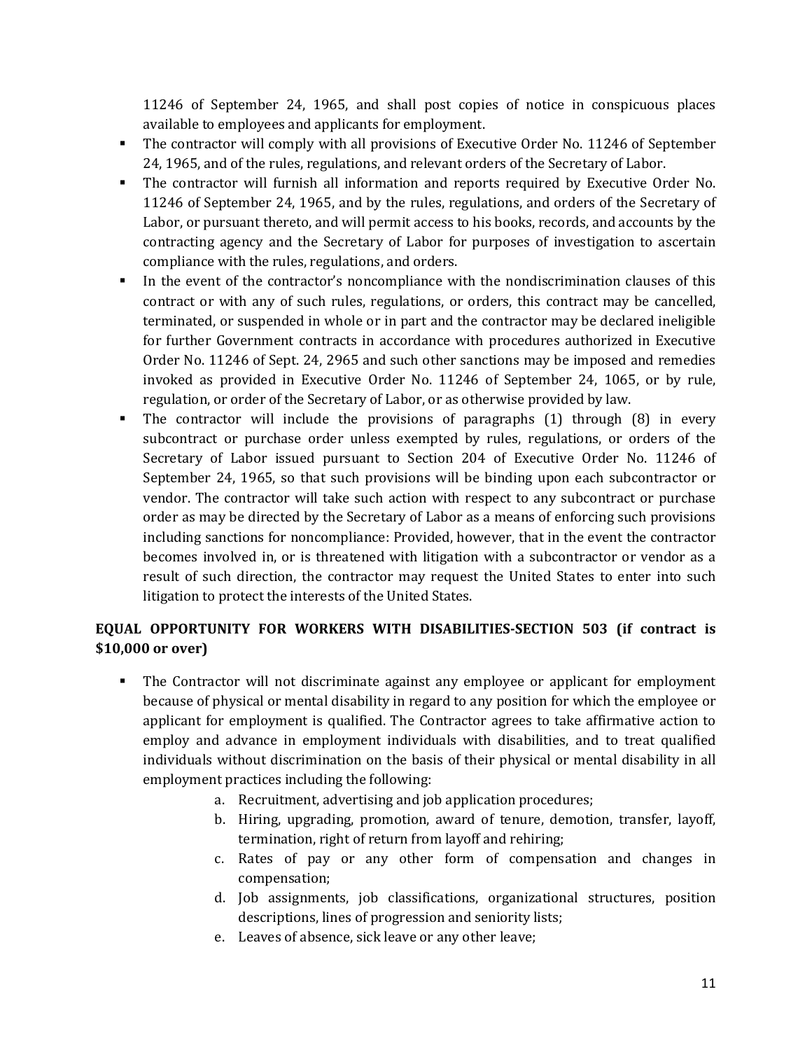11246 of September 24, 1965, and shall post copies of notice in conspicuous places available to employees and applicants for employment.

- The contractor will comply with all provisions of Executive Order No. 11246 of September 24, 1965, and of the rules, regulations, and relevant orders of the Secretary of Labor.
- The contractor will furnish all information and reports required by Executive Order No. 11246 of September 24, 1965, and by the rules, regulations, and orders of the Secretary of Labor, or pursuant thereto, and will permit access to his books, records, and accounts by the contracting agency and the Secretary of Labor for purposes of investigation to ascertain compliance with the rules, regulations, and orders.
- In the event of the contractor's noncompliance with the nondiscrimination clauses of this contract or with any of such rules, regulations, or orders, this contract may be cancelled, terminated, or suspended in whole or in part and the contractor may be declared ineligible for further Government contracts in accordance with procedures authorized in Executive Order No. 11246 of Sept. 24, 2965 and such other sanctions may be imposed and remedies invoked as provided in Executive Order No. 11246 of September 24, 1065, or by rule, regulation, or order of the Secretary of Labor, or as otherwise provided by law.
- The contractor will include the provisions of paragraphs (1) through (8) in every subcontract or purchase order unless exempted by rules, regulations, or orders of the Secretary of Labor issued pursuant to Section 204 of Executive Order No. 11246 of September 24, 1965, so that such provisions will be binding upon each subcontractor or vendor. The contractor will take such action with respect to any subcontract or purchase order as may be directed by the Secretary of Labor as a means of enforcing such provisions including sanctions for noncompliance: Provided, however, that in the event the contractor becomes involved in, or is threatened with litigation with a subcontractor or vendor as a result of such direction, the contractor may request the United States to enter into such litigation to protect the interests of the United States.

**EQUAL OPPORTUNITY FOR WORKERS WITH DISABILITIES-SECTION 503 (if contract is $10,000 or over)**

- The Contractor will not discriminate against any employee or applicant for employment because of physical or mental disability in regard to any position for which the employee or applicant for employment is qualified. The Contractor agrees to take affirmative action to employ and advance in employment individuals with disabilities, and to treat qualified individuals without discrimination on the basis of their physical or mental disability in all employment practices including the following:
    a. Recruitment, advertising and job application procedures;
    b. Hiring, upgrading, promotion, award of tenure, demotion, transfer, layoff, termination, right of return from layoff and rehiring;
    c. Rates of pay or any other form of compensation and changes in compensation;
    d. Job assignments, job classifications, organizational structures, position descriptions, lines of progression and seniority lists;
    e. Leaves of absence, sick leave or any other leave;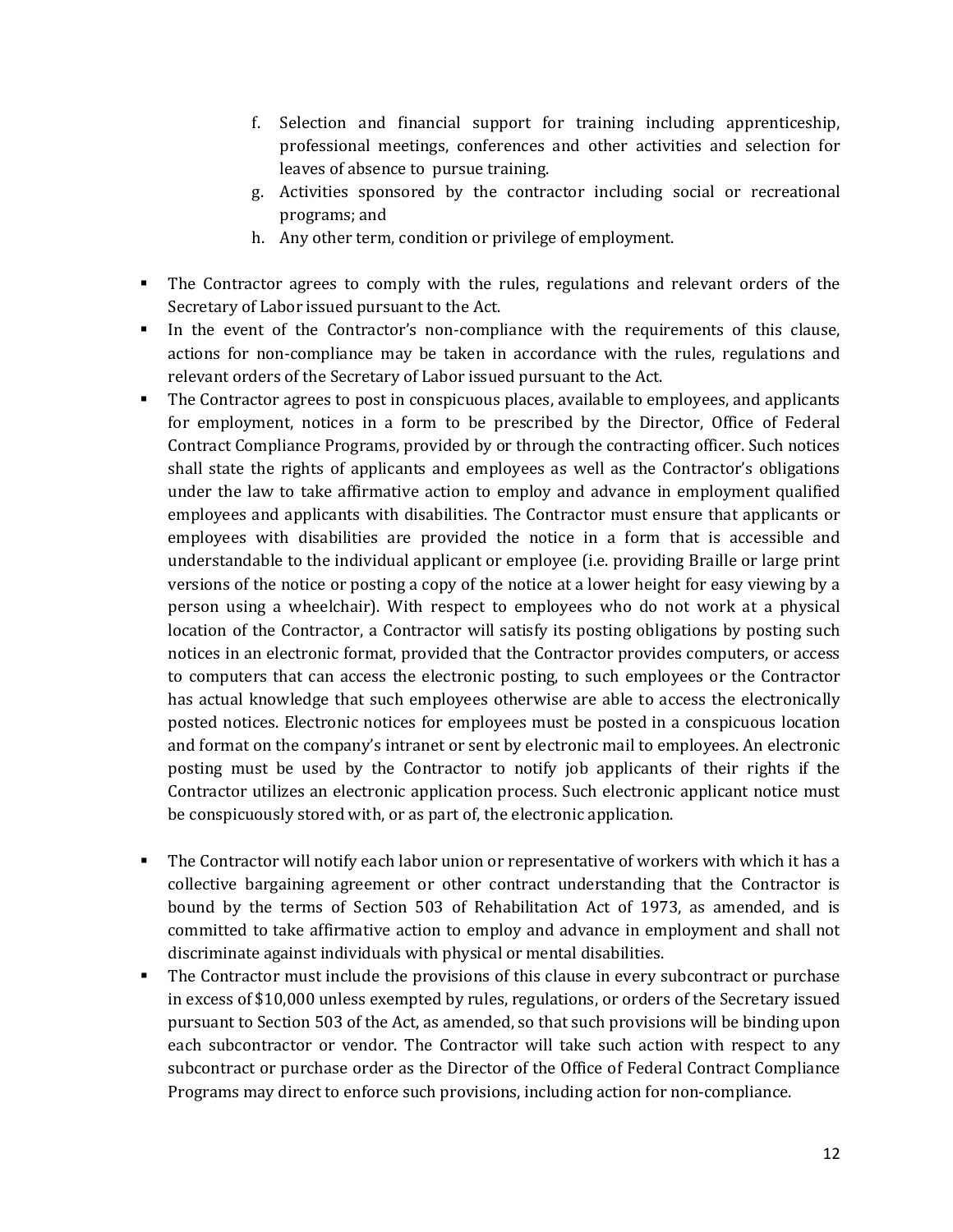f. Selection and financial support for training including apprenticeship, professional meetings, conferences and other activities and selection for leaves of absence to pursue training.
g. Activities sponsored by the contractor including social or recreational programs; and
h. Any other term, condition or privilege of employment.

- The Contractor agrees to comply with the rules, regulations and relevant orders of the Secretary of Labor issued pursuant to the Act.
- In the event of the Contractor's non-compliance with the requirements of this clause, actions for non-compliance may be taken in accordance with the rules, regulations and relevant orders of the Secretary of Labor issued pursuant to the Act.
- The Contractor agrees to post in conspicuous places, available to employees, and applicants for employment, notices in a form to be prescribed by the Director, Office of Federal Contract Compliance Programs, provided by or through the contracting officer. Such notices shall state the rights of applicants and employees as well as the Contractor's obligations under the law to take affirmative action to employ and advance in employment qualified employees and applicants with disabilities. The Contractor must ensure that applicants or employees with disabilities are provided the notice in a form that is accessible and understandable to the individual applicant or employee (i.e. providing Braille or large print versions of the notice or posting a copy of the notice at a lower height for easy viewing by a person using a wheelchair). With respect to employees who do not work at a physical location of the Contractor, a Contractor will satisfy its posting obligations by posting such notices in an electronic format, provided that the Contractor provides computers, or access to computers that can access the electronic posting, to such employees or the Contractor has actual knowledge that such employees otherwise are able to access the electronically posted notices. Electronic notices for employees must be posted in a conspicuous location and format on the company's intranet or sent by electronic mail to employees. An electronic posting must be used by the Contractor to notify job applicants of their rights if the Contractor utilizes an electronic application process. Such electronic applicant notice must be conspicuously stored with, or as part of, the electronic application.

- The Contractor will notify each labor union or representative of workers with which it has a collective bargaining agreement or other contract understanding that the Contractor is bound by the terms of Section 503 of Rehabilitation Act of 1973, as amended, and is committed to take affirmative action to employ and advance in employment and shall not discriminate against individuals with physical or mental disabilities.
- The Contractor must include the provisions of this clause in every subcontract or purchase in excess of $10,000 unless exempted by rules, regulations, or orders of the Secretary issued pursuant to Section 503 of the Act, as amended, so that such provisions will be binding upon each subcontractor or vendor. The Contractor will take such action with respect to any subcontract or purchase order as the Director of the Office of Federal Contract Compliance Programs may direct to enforce such provisions, including action for non-compliance.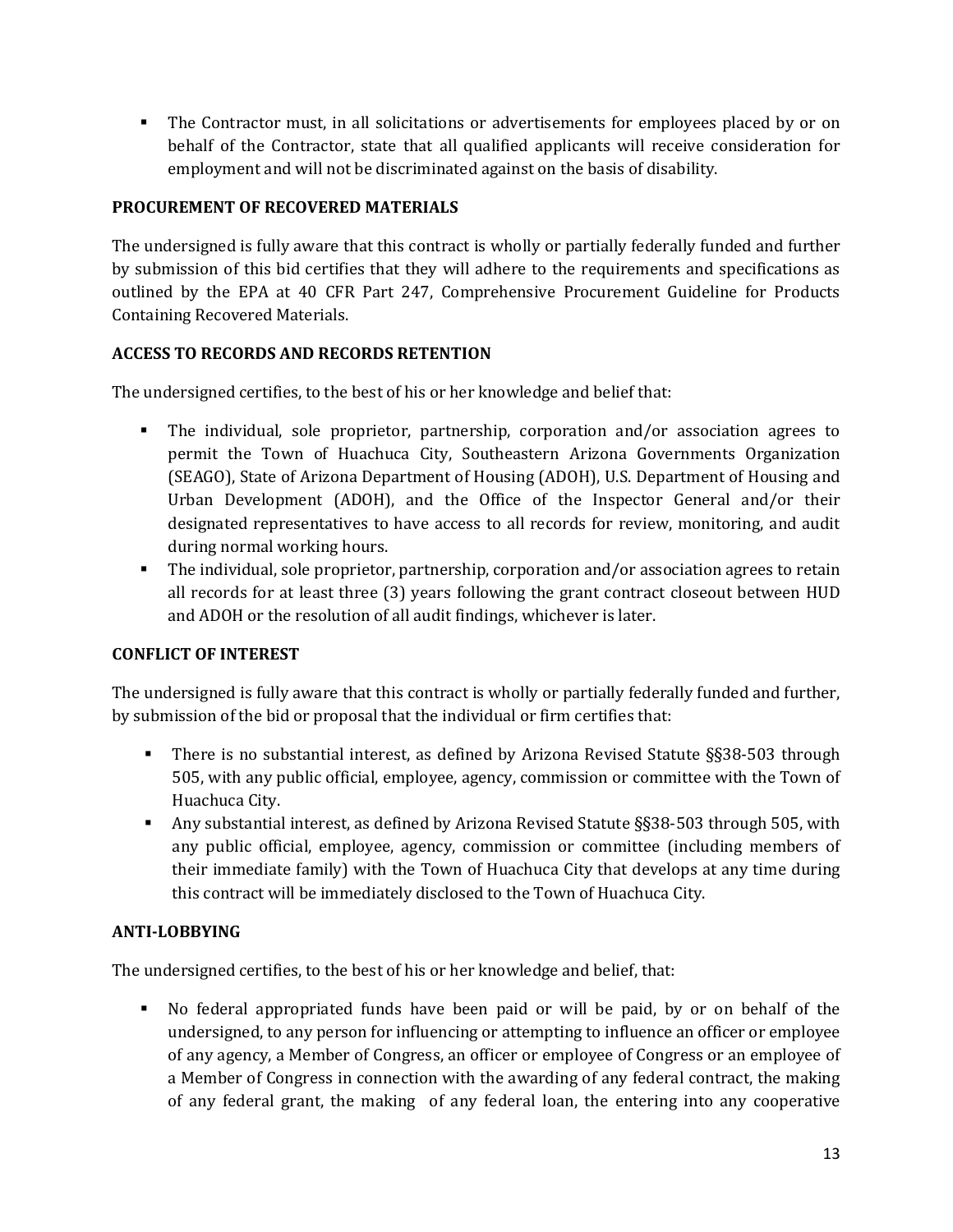- The Contractor must, in all solicitations or advertisements for employees placed by or on behalf of the Contractor, state that all qualified applicants will receive consideration for employment and will not be discriminated against on the basis of disability.

**PROCUREMENT OF RECOVERED MATERIALS**

The undersigned is fully aware that this contract is wholly or partially federally funded and further by submission of this bid certifies that they will adhere to the requirements and specifications as outlined by the EPA at 40 CFR Part 247, Comprehensive Procurement Guideline for Products Containing Recovered Materials.

**ACCESS TO RECORDS AND RECORDS RETENTION**

The undersigned certifies, to the best of his or her knowledge and belief that:

- The individual, sole proprietor, partnership, corporation and/or association agrees to permit the Town of Huachuca City, Southeastern Arizona Governments Organization (SEAGO), State of Arizona Department of Housing (ADOH), U.S. Department of Housing and Urban Development (ADOH), and the Office of the Inspector General and/or their designated representatives to have access to all records for review, monitoring, and audit during normal working hours.
- The individual, sole proprietor, partnership, corporation and/or association agrees to retain all records for at least three (3) years following the grant contract closeout between HUD and ADOH or the resolution of all audit findings, whichever is later.

**CONFLICT OF INTEREST**

The undersigned is fully aware that this contract is wholly or partially federally funded and further, by submission of the bid or proposal that the individual or firm certifies that:

- There is no substantial interest, as defined by Arizona Revised Statute §§38-503 through 505, with any public official, employee, agency, commission or committee with the Town of Huachuca City.
- Any substantial interest, as defined by Arizona Revised Statute §§38-503 through 505, with any public official, employee, agency, commission or committee (including members of their immediate family) with the Town of Huachuca City that develops at any time during this contract will be immediately disclosed to the Town of Huachuca City.

**ANTI-LOBBYING**

The undersigned certifies, to the best of his or her knowledge and belief, that:

- No federal appropriated funds have been paid or will be paid, by or on behalf of the undersigned, to any person for influencing or attempting to influence an officer or employee of any agency, a Member of Congress, an officer or employee of Congress or an employee of a Member of Congress in connection with the awarding of any federal contract, the making of any federal grant, the making of any federal loan, the entering into any cooperative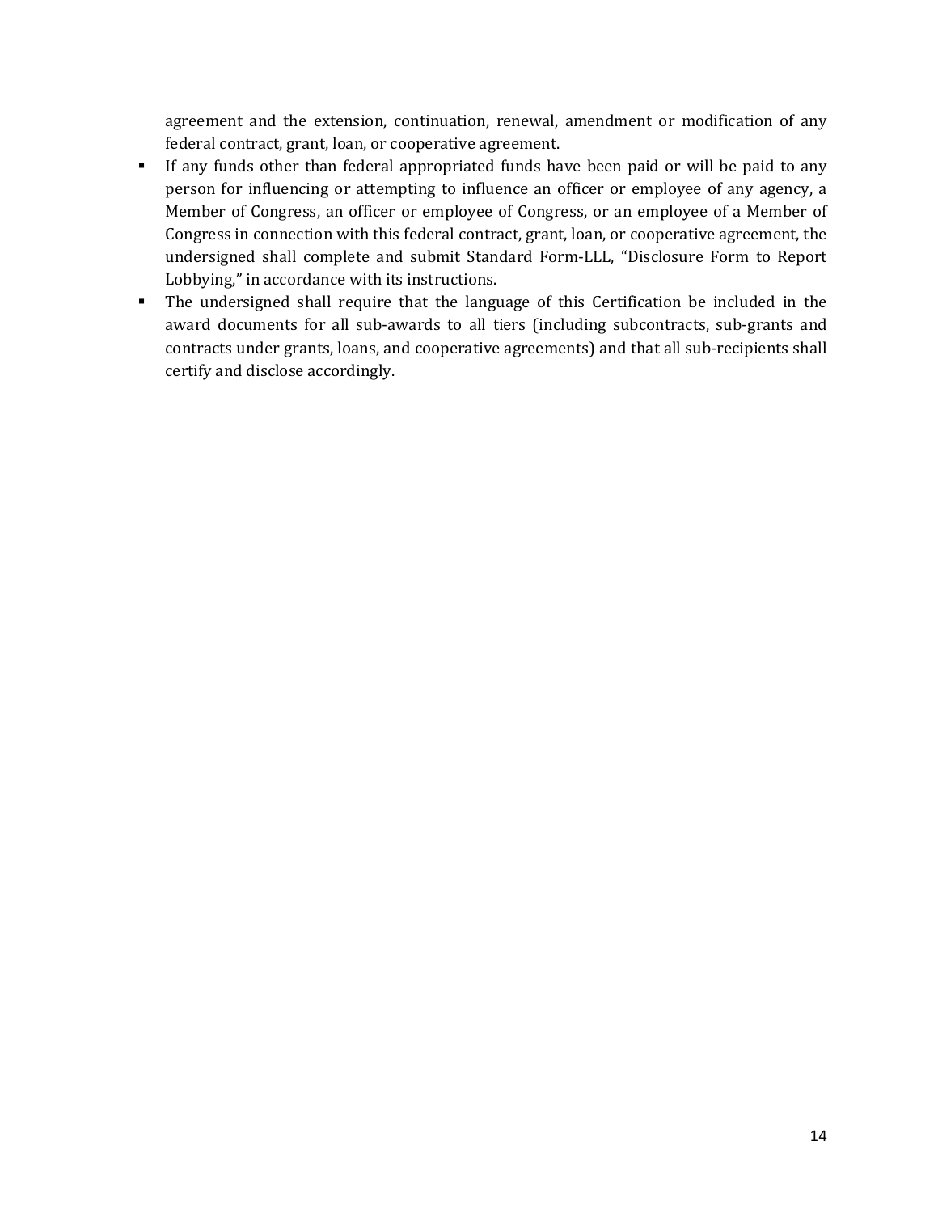agreement and the extension, continuation, renewal, amendment or modification of any federal contract, grant, loan, or cooperative agreement.

- If any funds other than federal appropriated funds have been paid or will be paid to any person for influencing or attempting to influence an officer or employee of any agency, a Member of Congress, an officer or employee of Congress, or an employee of a Member of Congress in connection with this federal contract, grant, loan, or cooperative agreement, the undersigned shall complete and submit Standard Form-LLL, "Disclosure Form to Report Lobbying," in accordance with its instructions.
- The undersigned shall require that the language of this Certification be included in the award documents for all sub-awards to all tiers (including subcontracts, sub-grants and contracts under grants, loans, and cooperative agreements) and that all sub-recipients shall certify and disclose accordingly.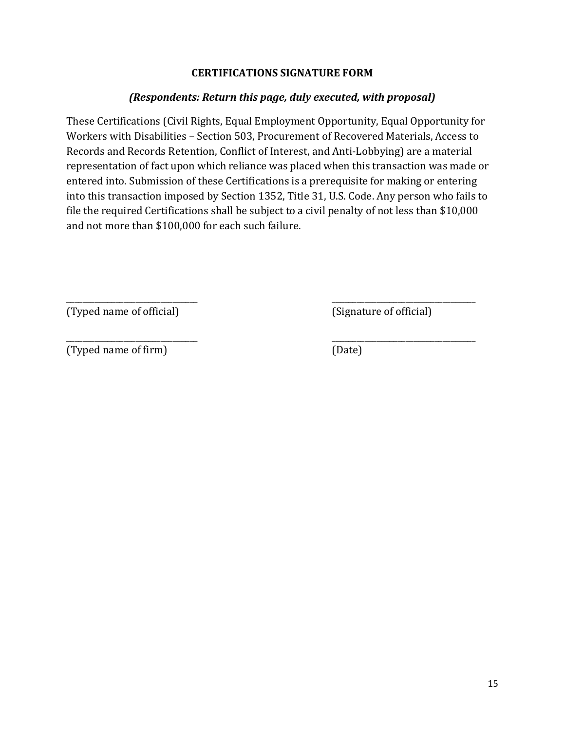**CERTIFICATIONS SIGNATURE FORM**

***(Respondents: Return this page, duly executed, with proposal)***

These Certifications (Civil Rights, Equal Employment Opportunity, Equal Opportunity for Workers with Disabilities – Section 503, Procurement of Recovered Materials, Access to Records and Records Retention, Conflict of Interest, and Anti-Lobbying) are a material representation of fact upon which reliance was placed when this transaction was made or entered into. Submission of these Certifications is a prerequisite for making or entering into this transaction imposed by Section 1352, Title 31, U.S. Code. Any person who fails to file the required Certifications shall be subject to a civil penalty of not less than $10,000 and not more than $100,000 for each such failure.

| | |
|---|---|
| ______________________________ | ______________________________ |
| (Typed name of official) | (Signature of official) |
| ______________________________ | ______________________________ |
| (Typed name of firm) | (Date) |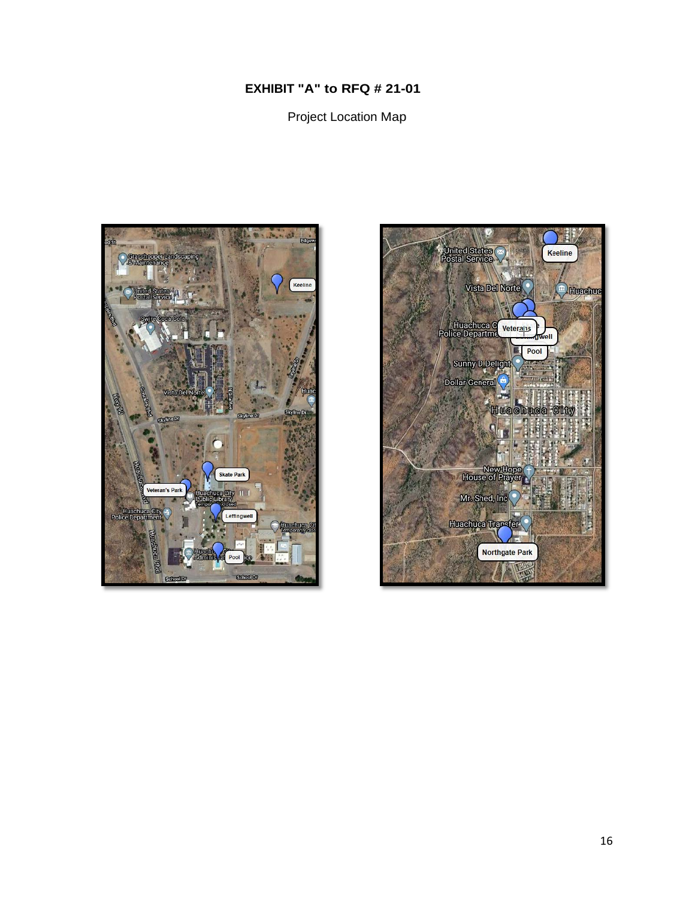# EXHIBIT "A" to RFQ # 21-01

Project Location Map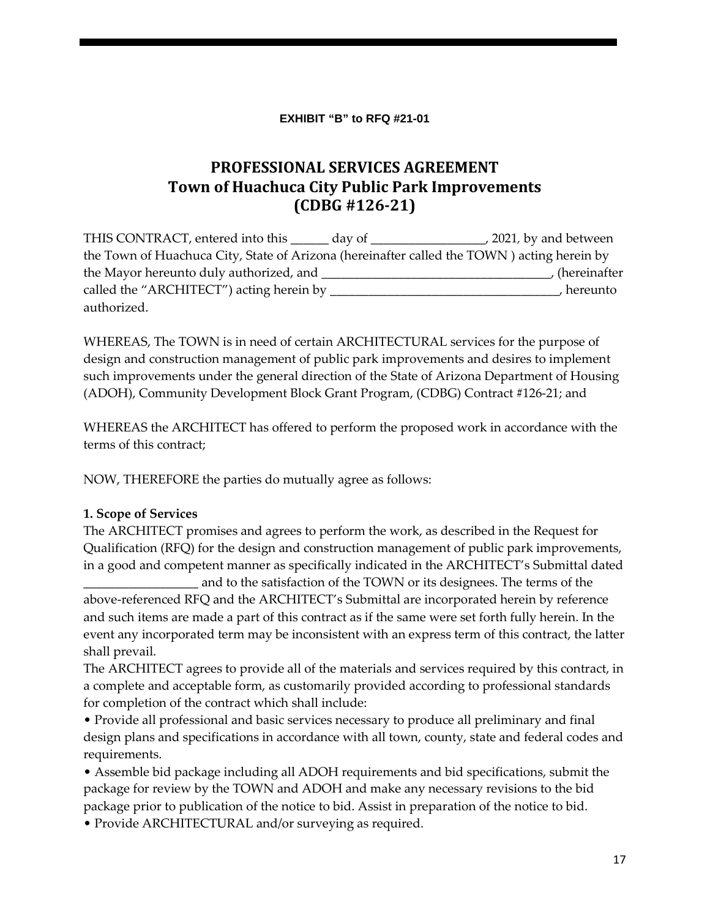**EXHIBIT "B" to RFQ #21-01**

# PROFESSIONAL SERVICES AGREEMENT
# Town of Huachuca City Public Park Improvements
# (CDBG #126-21)

THIS CONTRACT, entered into this ______ day of __________________, 2021, by and between the Town of Huachuca City, State of Arizona (hereinafter called the TOWN ) acting herein by the Mayor hereunto duly authorized, and ____________________________________, (hereinafter called the "ARCHITECT") acting herein by ____________________________________, hereunto authorized.

WHEREAS, The TOWN is in need of certain ARCHITECTURAL services for the purpose of design and construction management of public park improvements and desires to implement such improvements under the general direction of the State of Arizona Department of Housing (ADOH), Community Development Block Grant Program, (CDBG) Contract #126-21; and

WHEREAS the ARCHITECT has offered to perform the proposed work in accordance with the terms of this contract;

NOW, THEREFORE the parties do mutually agree as follows:

**1. Scope of Services**

The ARCHITECT promises and agrees to perform the work, as described in the Request for Qualification (RFQ) for the design and construction management of public park improvements, in a good and competent manner as specifically indicated in the ARCHITECT's Submittal dated __________________ and to the satisfaction of the TOWN or its designees. The terms of the above-referenced RFQ and the ARCHITECT's Submittal are incorporated herein by reference and such items are made a part of this contract as if the same were set forth fully herein. In the event any incorporated term may be inconsistent with an express term of this contract, the latter shall prevail.

The ARCHITECT agrees to provide all of the materials and services required by this contract, in a complete and acceptable form, as customarily provided according to professional standards for completion of the contract which shall include:

- Provide all professional and basic services necessary to produce all preliminary and final design plans and specifications in accordance with all town, county, state and federal codes and requirements.
- Assemble bid package including all ADOH requirements and bid specifications, submit the package for review by the TOWN and ADOH and make any necessary revisions to the bid package prior to publication of the notice to bid. Assist in preparation of the notice to bid.
- Provide ARCHITECTURAL and/or surveying as required.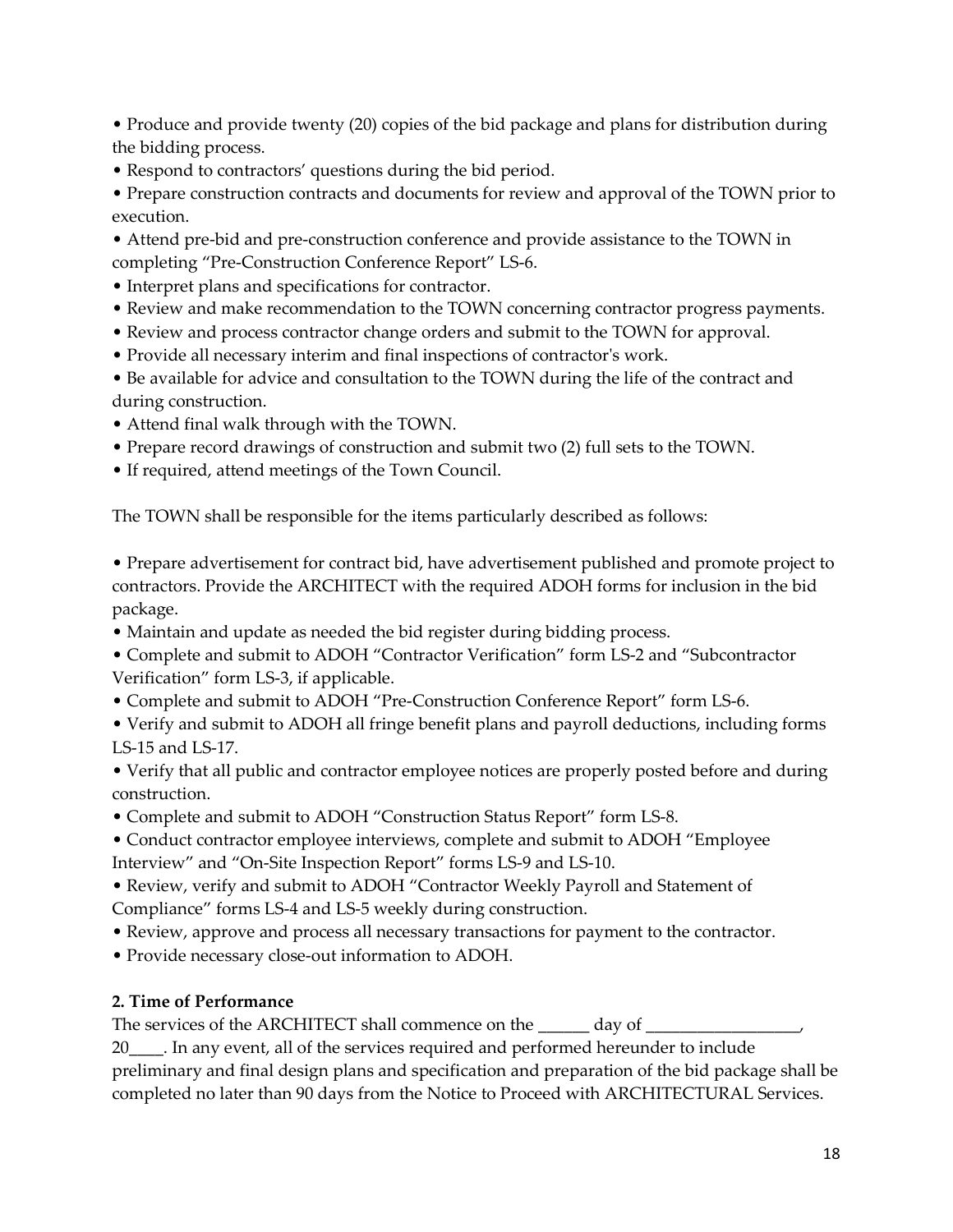- Produce and provide twenty (20) copies of the bid package and plans for distribution during the bidding process.
- Respond to contractors' questions during the bid period.
- Prepare construction contracts and documents for review and approval of the TOWN prior to execution.
- Attend pre-bid and pre-construction conference and provide assistance to the TOWN in completing "Pre-Construction Conference Report" LS-6.
- Interpret plans and specifications for contractor.
- Review and make recommendation to the TOWN concerning contractor progress payments.
- Review and process contractor change orders and submit to the TOWN for approval.
- Provide all necessary interim and final inspections of contractor's work.
- Be available for advice and consultation to the TOWN during the life of the contract and during construction.
- Attend final walk through with the TOWN.
- Prepare record drawings of construction and submit two (2) full sets to the TOWN.
- If required, attend meetings of the Town Council.

The TOWN shall be responsible for the items particularly described as follows:

- Prepare advertisement for contract bid, have advertisement published and promote project to contractors. Provide the ARCHITECT with the required ADOH forms for inclusion in the bid package.
- Maintain and update as needed the bid register during bidding process.
- Complete and submit to ADOH "Contractor Verification" form LS-2 and "Subcontractor Verification" form LS-3, if applicable.
- Complete and submit to ADOH "Pre-Construction Conference Report" form LS-6.
- Verify and submit to ADOH all fringe benefit plans and payroll deductions, including forms LS-15 and LS-17.
- Verify that all public and contractor employee notices are properly posted before and during construction.
- Complete and submit to ADOH "Construction Status Report" form LS-8.
- Conduct contractor employee interviews, complete and submit to ADOH "Employee Interview" and "On-Site Inspection Report" forms LS-9 and LS-10.
- Review, verify and submit to ADOH "Contractor Weekly Payroll and Statement of Compliance" forms LS-4 and LS-5 weekly during construction.
- Review, approve and process all necessary transactions for payment to the contractor.
- Provide necessary close-out information to ADOH.

**2. Time of Performance**

The services of the ARCHITECT shall commence on the ______ day of _________________, 20____. In any event, all of the services required and performed hereunder to include preliminary and final design plans and specification and preparation of the bid package shall be completed no later than 90 days from the Notice to Proceed with ARCHITECTURAL Services.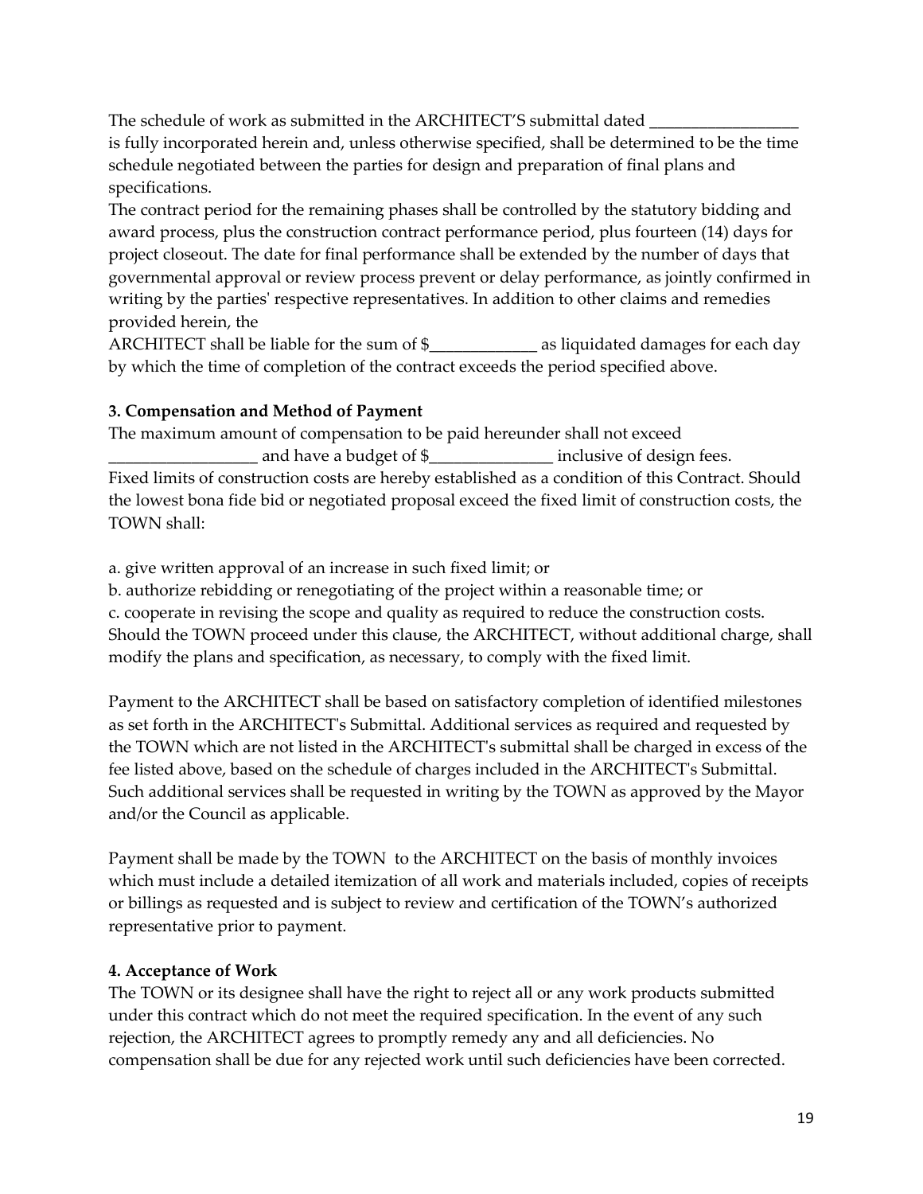The schedule of work as submitted in the ARCHITECT'S submittal dated __________________ is fully incorporated herein and, unless otherwise specified, shall be determined to be the time schedule negotiated between the parties for design and preparation of final plans and specifications.

The contract period for the remaining phases shall be controlled by the statutory bidding and award process, plus the construction contract performance period, plus fourteen (14) days for project closeout. The date for final performance shall be extended by the number of days that governmental approval or review process prevent or delay performance, as jointly confirmed in writing by the parties' respective representatives. In addition to other claims and remedies provided herein, the

ARCHITECT shall be liable for the sum of $_____________ as liquidated damages for each day by which the time of completion of the contract exceeds the period specified above.

**3. Compensation and Method of Payment**

The maximum amount of compensation to be paid hereunder shall not exceed __________________ and have a budget of $_______________ inclusive of design fees.

Fixed limits of construction costs are hereby established as a condition of this Contract. Should the lowest bona fide bid or negotiated proposal exceed the fixed limit of construction costs, the TOWN shall:

a. give written approval of an increase in such fixed limit; or

b. authorize rebidding or renegotiating of the project within a reasonable time; or

c. cooperate in revising the scope and quality as required to reduce the construction costs.

Should the TOWN proceed under this clause, the ARCHITECT, without additional charge, shall modify the plans and specification, as necessary, to comply with the fixed limit.

Payment to the ARCHITECT shall be based on satisfactory completion of identified milestones as set forth in the ARCHITECT's Submittal. Additional services as required and requested by the TOWN which are not listed in the ARCHITECT's submittal shall be charged in excess of the fee listed above, based on the schedule of charges included in the ARCHITECT's Submittal. Such additional services shall be requested in writing by the TOWN as approved by the Mayor and/or the Council as applicable.

Payment shall be made by the TOWN to the ARCHITECT on the basis of monthly invoices which must include a detailed itemization of all work and materials included, copies of receipts or billings as requested and is subject to review and certification of the TOWN's authorized representative prior to payment.

**4. Acceptance of Work**

The TOWN or its designee shall have the right to reject all or any work products submitted under this contract which do not meet the required specification. In the event of any such rejection, the ARCHITECT agrees to promptly remedy any and all deficiencies. No compensation shall be due for any rejected work until such deficiencies have been corrected.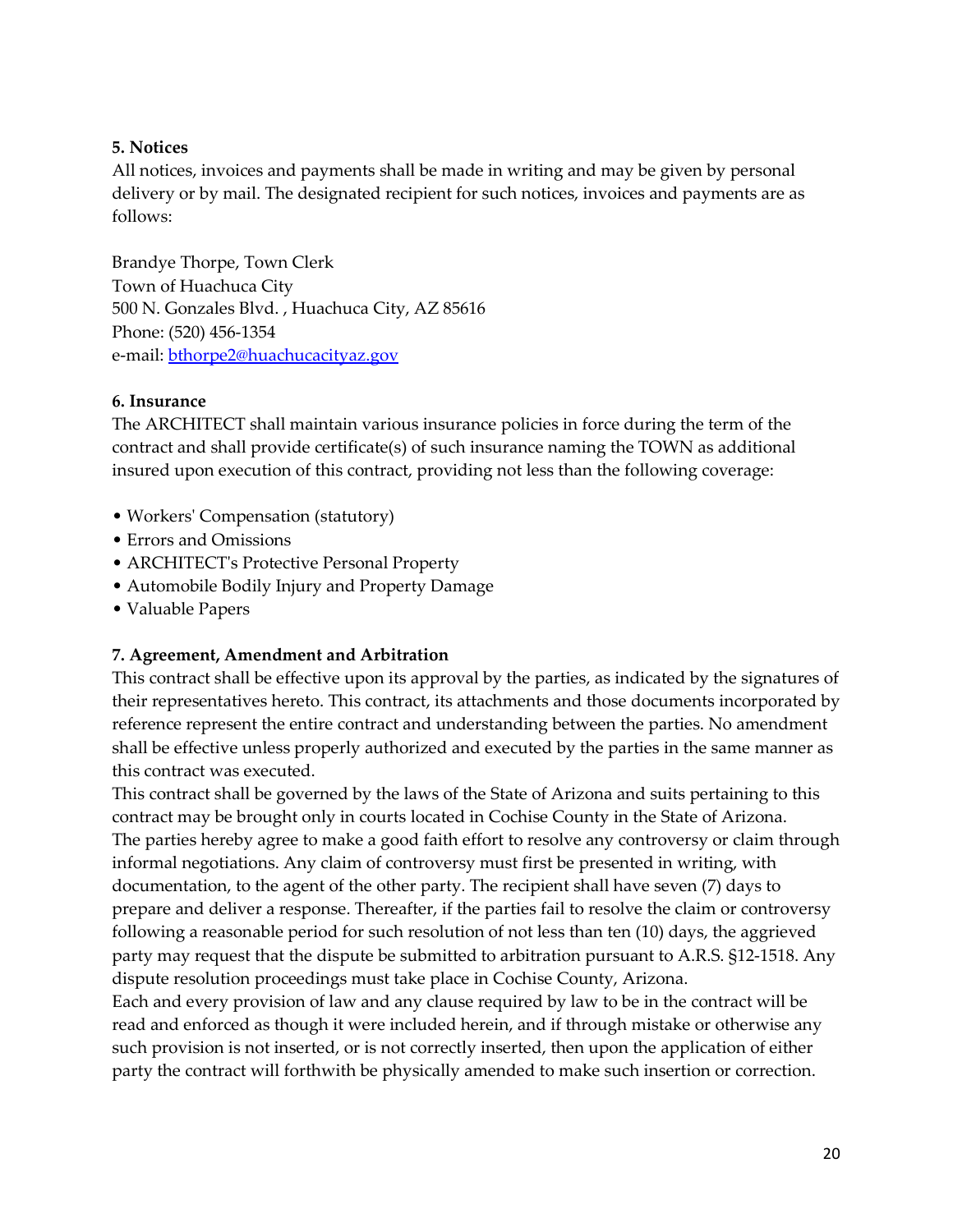**5. Notices**

All notices, invoices and payments shall be made in writing and may be given by personal delivery or by mail. The designated recipient for such notices, invoices and payments are as follows:

Brandye Thorpe, Town Clerk
Town of Huachuca City
500 N. Gonzales Blvd. , Huachuca City, AZ 85616
Phone: (520) 456-1354
e-mail: bthorpe2@huachucacityaz.gov

**6. Insurance**

The ARCHITECT shall maintain various insurance policies in force during the term of the contract and shall provide certificate(s) of such insurance naming the TOWN as additional insured upon execution of this contract, providing not less than the following coverage:

- Workers' Compensation (statutory)
- Errors and Omissions
- ARCHITECT's Protective Personal Property
- Automobile Bodily Injury and Property Damage
- Valuable Papers

**7. Agreement, Amendment and Arbitration**

This contract shall be effective upon its approval by the parties, as indicated by the signatures of their representatives hereto. This contract, its attachments and those documents incorporated by reference represent the entire contract and understanding between the parties. No amendment shall be effective unless properly authorized and executed by the parties in the same manner as this contract was executed.

This contract shall be governed by the laws of the State of Arizona and suits pertaining to this contract may be brought only in courts located in Cochise County in the State of Arizona.

The parties hereby agree to make a good faith effort to resolve any controversy or claim through informal negotiations. Any claim of controversy must first be presented in writing, with documentation, to the agent of the other party. The recipient shall have seven (7) days to prepare and deliver a response. Thereafter, if the parties fail to resolve the claim or controversy following a reasonable period for such resolution of not less than ten (10) days, the aggrieved party may request that the dispute be submitted to arbitration pursuant to A.R.S. §12-1518. Any dispute resolution proceedings must take place in Cochise County, Arizona.

Each and every provision of law and any clause required by law to be in the contract will be read and enforced as though it were included herein, and if through mistake or otherwise any such provision is not inserted, or is not correctly inserted, then upon the application of either party the contract will forthwith be physically amended to make such insertion or correction.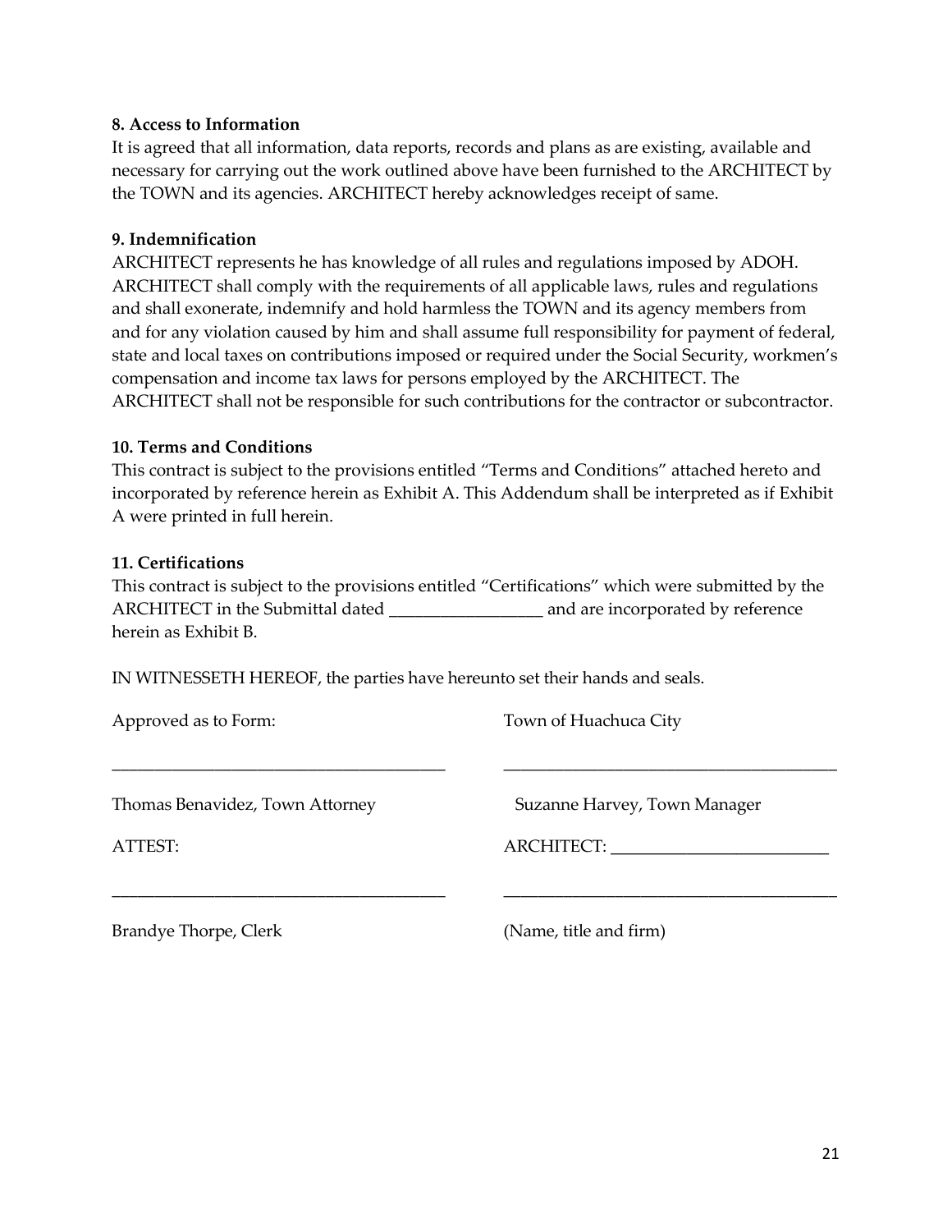**8. Access to Information**

It is agreed that all information, data reports, records and plans as are existing, available and necessary for carrying out the work outlined above have been furnished to the ARCHITECT by the TOWN and its agencies. ARCHITECT hereby acknowledges receipt of same.

**9. Indemnification**

ARCHITECT represents he has knowledge of all rules and regulations imposed by ADOH. ARCHITECT shall comply with the requirements of all applicable laws, rules and regulations and shall exonerate, indemnify and hold harmless the TOWN and its agency members from and for any violation caused by him and shall assume full responsibility for payment of federal, state and local taxes on contributions imposed or required under the Social Security, workmen's compensation and income tax laws for persons employed by the ARCHITECT. The ARCHITECT shall not be responsible for such contributions for the contractor or subcontractor.

**10. Terms and Conditions**

This contract is subject to the provisions entitled "Terms and Conditions" attached hereto and incorporated by reference herein as Exhibit A. This Addendum shall be interpreted as if Exhibit A were printed in full herein.

**11. Certifications**

This contract is subject to the provisions entitled "Certifications" which were submitted by the ARCHITECT in the Submittal dated ___________________ and are incorporated by reference herein as Exhibit B.

IN WITNESSETH HEREOF, the parties have hereunto set their hands and seals.

| Approved as to Form: | Town of Huachuca City |
|---|---|
| _______________________________________ | _______________________________________ |
| Thomas Benavidez, Town Attorney | Suzanne Harvey, Town Manager |
| ATTEST: | ARCHITECT: __________________________ |
| _______________________________________ | _______________________________________ |
| Brandye Thorpe, Clerk | (Name, title and firm) |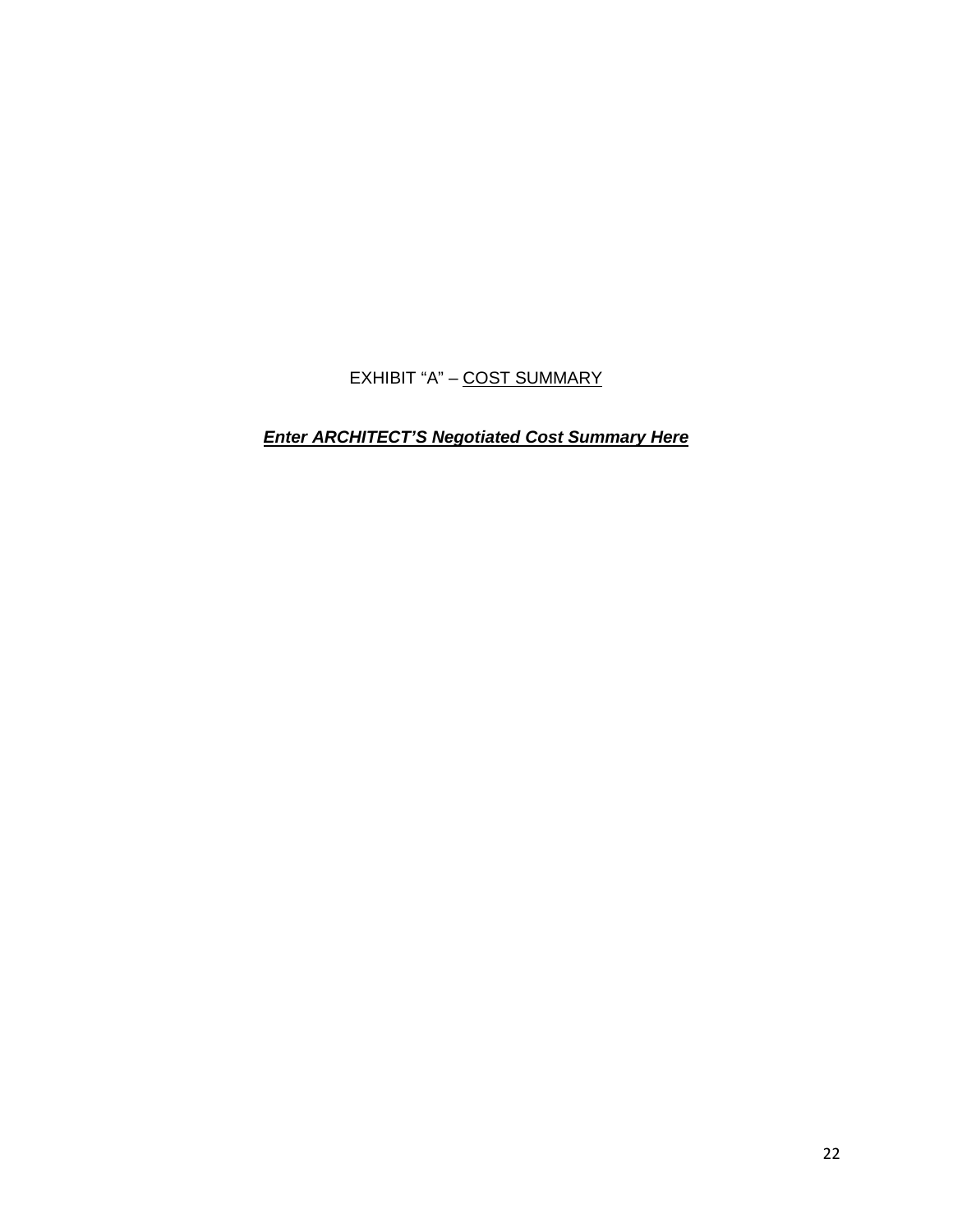EXHIBIT “A” – COST SUMMARY

***Enter ARCHITECT’S Negotiated Cost Summary Here***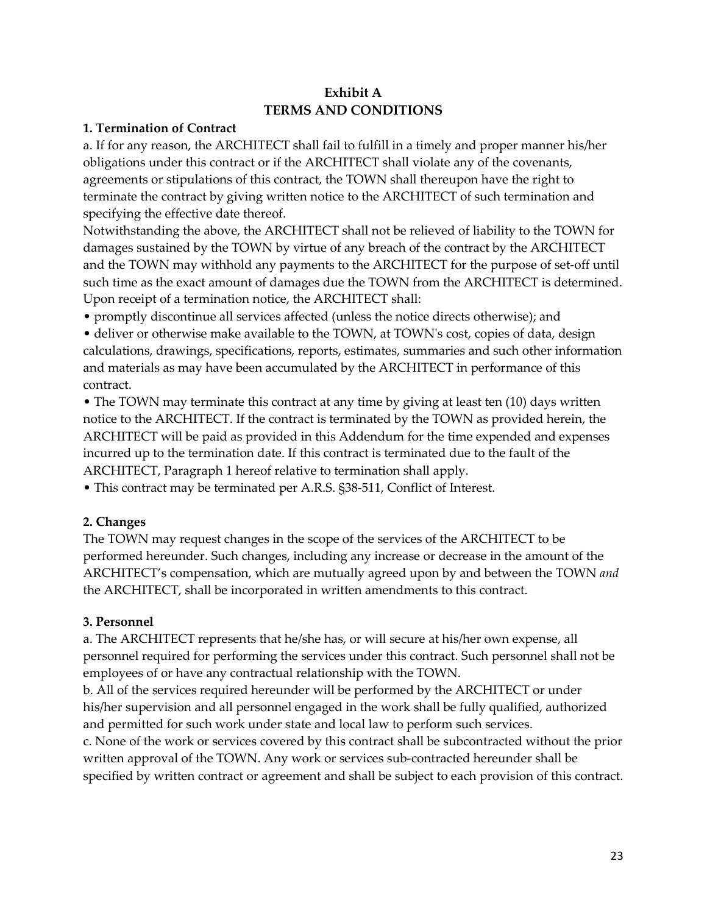# Exhibit A
# TERMS AND CONDITIONS

**1. Termination of Contract**

a. If for any reason, the ARCHITECT shall fail to fulfill in a timely and proper manner his/her obligations under this contract or if the ARCHITECT shall violate any of the covenants, agreements or stipulations of this contract, the TOWN shall thereupon have the right to terminate the contract by giving written notice to the ARCHITECT of such termination and specifying the effective date thereof.

Notwithstanding the above, the ARCHITECT shall not be relieved of liability to the TOWN for damages sustained by the TOWN by virtue of any breach of the contract by the ARCHITECT and the TOWN may withhold any payments to the ARCHITECT for the purpose of set-off until such time as the exact amount of damages due the TOWN from the ARCHITECT is determined.

Upon receipt of a termination notice, the ARCHITECT shall:

- promptly discontinue all services affected (unless the notice directs otherwise); and
- deliver or otherwise make available to the TOWN, at TOWN's cost, copies of data, design calculations, drawings, specifications, reports, estimates, summaries and such other information and materials as may have been accumulated by the ARCHITECT in performance of this contract.
- The TOWN may terminate this contract at any time by giving at least ten (10) days written notice to the ARCHITECT. If the contract is terminated by the TOWN as provided herein, the ARCHITECT will be paid as provided in this Addendum for the time expended and expenses incurred up to the termination date. If this contract is terminated due to the fault of the ARCHITECT, Paragraph 1 hereof relative to termination shall apply.
- This contract may be terminated per A.R.S. §38-511, Conflict of Interest.

**2. Changes**

The TOWN may request changes in the scope of the services of the ARCHITECT to be performed hereunder. Such changes, including any increase or decrease in the amount of the ARCHITECT's compensation, which are mutually agreed upon by and between the TOWN *and* the ARCHITECT, shall be incorporated in written amendments to this contract.

**3. Personnel**

a. The ARCHITECT represents that he/she has, or will secure at his/her own expense, all personnel required for performing the services under this contract. Such personnel shall not be employees of or have any contractual relationship with the TOWN.

b. All of the services required hereunder will be performed by the ARCHITECT or under his/her supervision and all personnel engaged in the work shall be fully qualified, authorized and permitted for such work under state and local law to perform such services.

c. None of the work or services covered by this contract shall be subcontracted without the prior written approval of the TOWN. Any work or services sub-contracted hereunder shall be specified by written contract or agreement and shall be subject to each provision of this contract.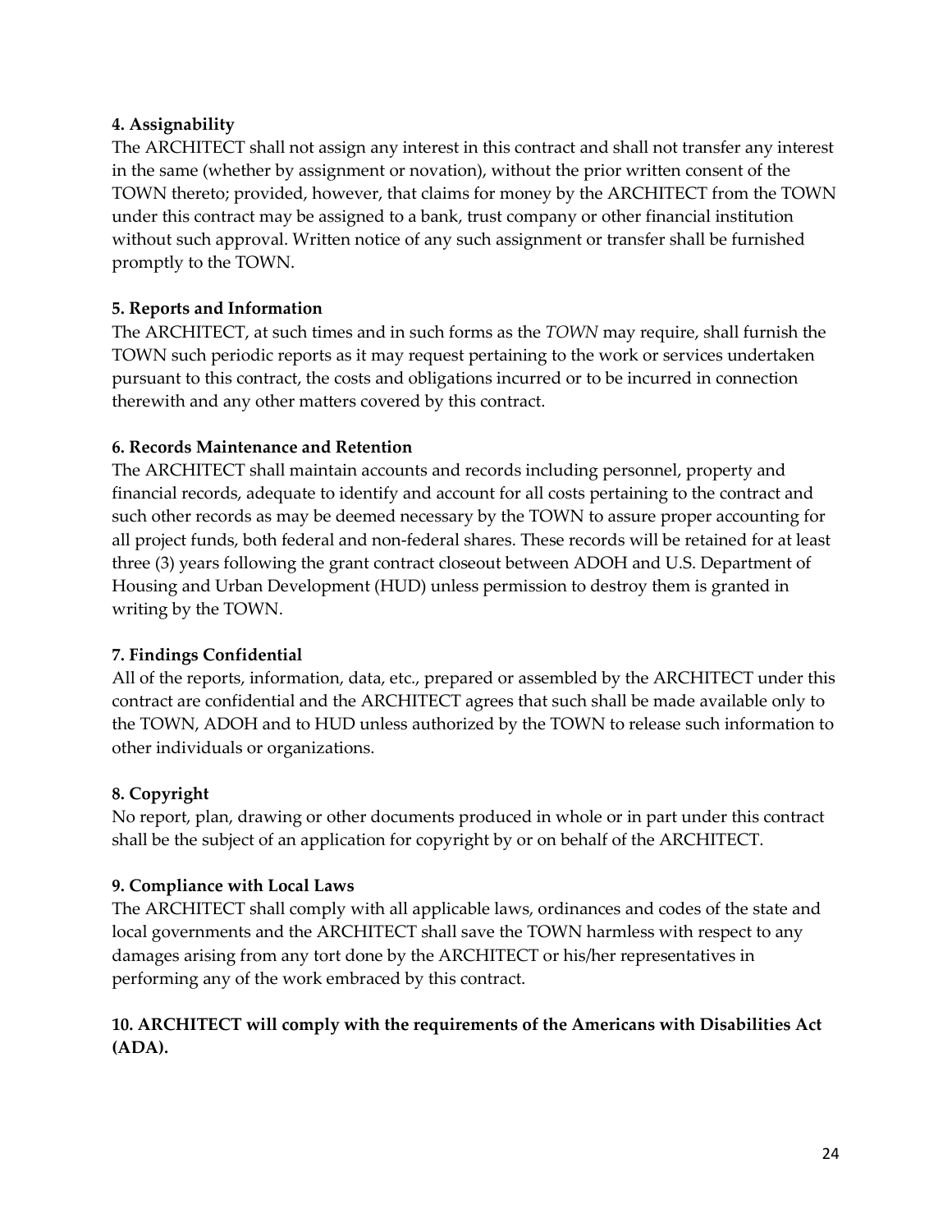**4. Assignability**

The ARCHITECT shall not assign any interest in this contract and shall not transfer any interest in the same (whether by assignment or novation), without the prior written consent of the TOWN thereto; provided, however, that claims for money by the ARCHITECT from the TOWN under this contract may be assigned to a bank, trust company or other financial institution without such approval. Written notice of any such assignment or transfer shall be furnished promptly to the TOWN.

**5. Reports and Information**

The ARCHITECT, at such times and in such forms as the *TOWN* may require, shall furnish the TOWN such periodic reports as it may request pertaining to the work or services undertaken pursuant to this contract, the costs and obligations incurred or to be incurred in connection therewith and any other matters covered by this contract.

**6. Records Maintenance and Retention**

The ARCHITECT shall maintain accounts and records including personnel, property and financial records, adequate to identify and account for all costs pertaining to the contract and such other records as may be deemed necessary by the TOWN to assure proper accounting for all project funds, both federal and non-federal shares. These records will be retained for at least three (3) years following the grant contract closeout between ADOH and U.S. Department of Housing and Urban Development (HUD) unless permission to destroy them is granted in writing by the TOWN.

**7. Findings Confidential**

All of the reports, information, data, etc., prepared or assembled by the ARCHITECT under this contract are confidential and the ARCHITECT agrees that such shall be made available only to the TOWN, ADOH and to HUD unless authorized by the TOWN to release such information to other individuals or organizations.

**8. Copyright**

No report, plan, drawing or other documents produced in whole or in part under this contract shall be the subject of an application for copyright by or on behalf of the ARCHITECT.

**9. Compliance with Local Laws**

The ARCHITECT shall comply with all applicable laws, ordinances and codes of the state and local governments and the ARCHITECT shall save the TOWN harmless with respect to any damages arising from any tort done by the ARCHITECT or his/her representatives in performing any of the work embraced by this contract.

**10. ARCHITECT will comply with the requirements of the Americans with Disabilities Act (ADA).**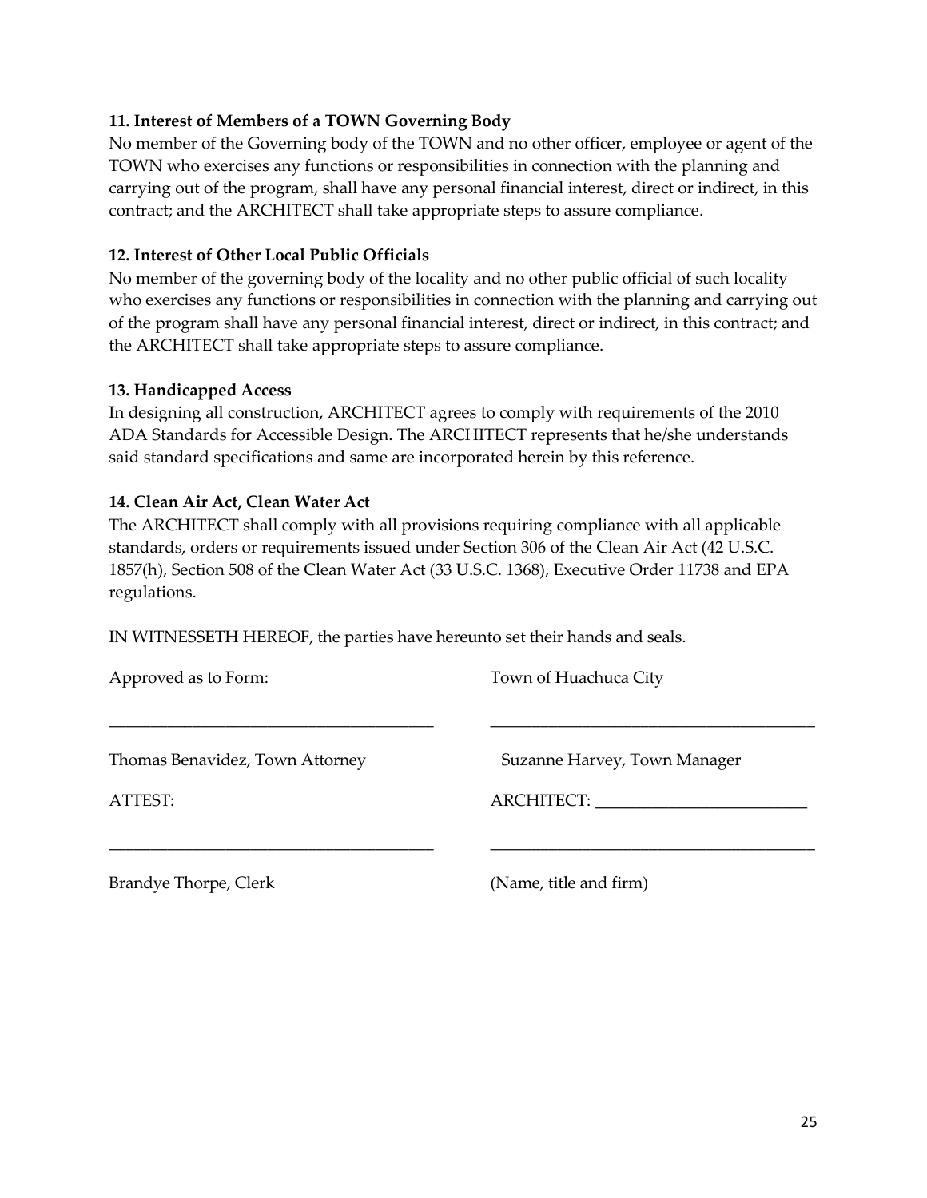**11. Interest of Members of a TOWN Governing Body**

No member of the Governing body of the TOWN and no other officer, employee or agent of the TOWN who exercises any functions or responsibilities in connection with the planning and carrying out of the program, shall have any personal financial interest, direct or indirect, in this contract; and the ARCHITECT shall take appropriate steps to assure compliance.

**12. Interest of Other Local Public Officials**

No member of the governing body of the locality and no other public official of such locality who exercises any functions or responsibilities in connection with the planning and carrying out of the program shall have any personal financial interest, direct or indirect, in this contract; and the ARCHITECT shall take appropriate steps to assure compliance.

**13. Handicapped Access**

In designing all construction, ARCHITECT agrees to comply with requirements of the 2010 ADA Standards for Accessible Design. The ARCHITECT represents that he/she understands said standard specifications and same are incorporated herein by this reference.

**14. Clean Air Act, Clean Water Act**

The ARCHITECT shall comply with all provisions requiring compliance with all applicable standards, orders or requirements issued under Section 306 of the Clean Air Act (42 U.S.C. 1857(h), Section 508 of the Clean Water Act (33 U.S.C. 1368), Executive Order 11738 and EPA regulations.

IN WITNESSETH HEREOF, the parties have hereunto set their hands and seals.

| | |
|---|---|
| Approved as to Form: | Town of Huachuca City |
| ______________________________ | ______________________________ |
| Thomas Benavidez, Town Attorney | Suzanne Harvey, Town Manager |
| ATTEST: | ARCHITECT: ____________________ |
| ______________________________ | ______________________________ |
| Brandye Thorpe, Clerk | (Name, title and firm) |